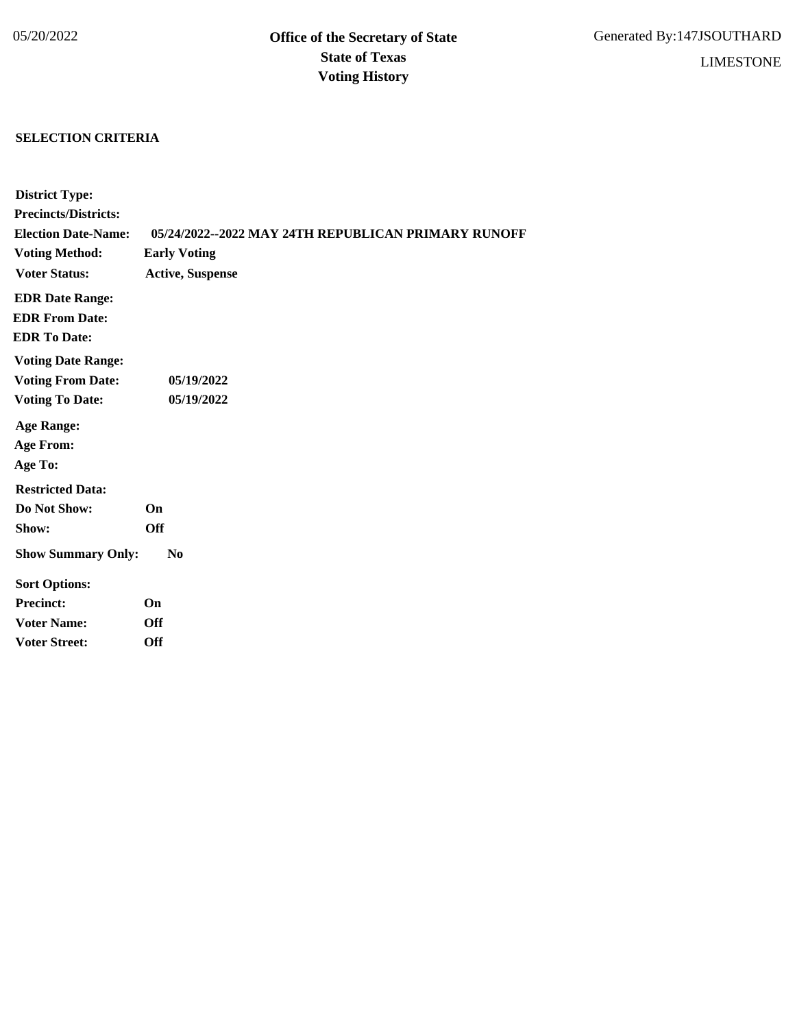05/20/2022

# Office of the Secretary of State
# State of Texas
# Voting History

Generated By:147JSOUTHARD

LIMESTONE

**SELECTION CRITERIA**

**District Type:**
**Precincts/Districts:**
**Election Date-Name:** **05/24/2022--2022 MAY 24TH REPUBLICAN PRIMARY RUNOFF**
**Voting Method:** **Early Voting**
**Voter Status:** **Active, Suspense**

**EDR Date Range:**
**EDR From Date:**
**EDR To Date:**

**Voting Date Range:**
**Voting From Date:** **05/19/2022**
**Voting To Date:** **05/19/2022**

**Age Range:**
**Age From:**
**Age To:**

**Restricted Data:**
**Do Not Show:** **On**
**Show:** **Off**

**Show Summary Only:** **No**

**Sort Options:**
**Precinct:** **On**
**Voter Name:** **Off**
**Voter Street:** **Off**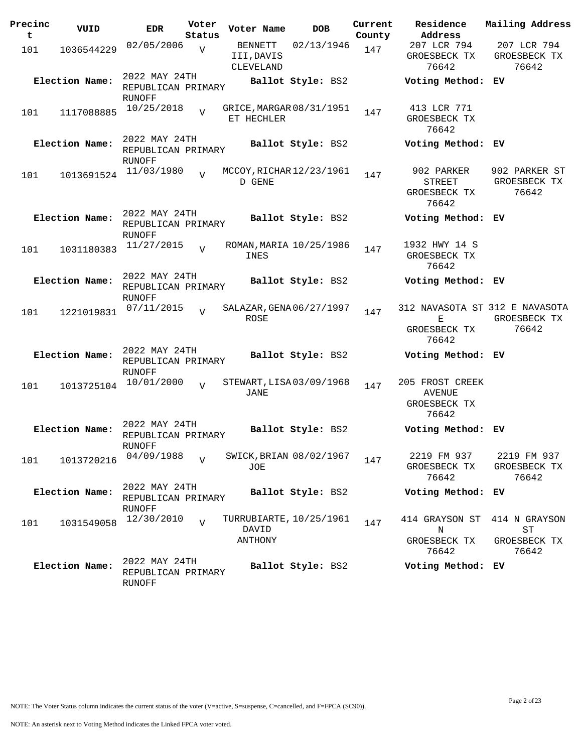| Precinct | VUID | EDR | Voter Status | Voter Name | DOB | Current County | Residence Address | Mailing Address |
|---|---|---|---|---|---|---|---|---|
| 101 | 1036544229 | 02/05/2006 | V | BENNETT III,DAVIS CLEVELAND | 02/13/1946 | 147 | 207 LCR 794 GROESBECK TX 76642 | 207 LCR 794 GROESBECK TX 76642 |
| **Election Name:** | | 2022 MAY 24TH REPUBLICAN PRIMARY RUNOFF | | **Ballot Style:** BS2 | | | **Voting Method:** EV | |
| 101 | 1117088885 | 10/25/2018 | V | GRICE,MARGARET HECHLER | 08/31/1951 | 147 | 413 LCR 771 GROESBECK TX 76642 | |
| **Election Name:** | | 2022 MAY 24TH REPUBLICAN PRIMARY RUNOFF | | **Ballot Style:** BS2 | | | **Voting Method:** EV | |
| 101 | 1013691524 | 11/03/1980 | V | MCCOY,RICHARD GENE | 12/23/1961 | 147 | 902 PARKER STREET GROESBECK TX 76642 | 902 PARKER ST GROESBECK TX 76642 |
| **Election Name:** | | 2022 MAY 24TH REPUBLICAN PRIMARY RUNOFF | | **Ballot Style:** BS2 | | | **Voting Method:** EV | |
| 101 | 1031180383 | 11/27/2015 | V | ROMAN,MARIA INES | 10/25/1986 | 147 | 1932 HWY 14 S GROESBECK TX 76642 | |
| **Election Name:** | | 2022 MAY 24TH REPUBLICAN PRIMARY RUNOFF | | **Ballot Style:** BS2 | | | **Voting Method:** EV | |
| 101 | 1221019831 | 07/11/2015 | V | SALAZAR,GENA ROSE | 06/27/1997 | 147 | 312 NAVASOTA ST E GROESBECK TX 76642 | 312 E NAVASOTA GROESBECK TX 76642 |
| **Election Name:** | | 2022 MAY 24TH REPUBLICAN PRIMARY RUNOFF | | **Ballot Style:** BS2 | | | **Voting Method:** EV | |
| 101 | 1013725104 | 10/01/2000 | V | STEWART,LISA JANE | 03/09/1968 | 147 | 205 FROST CREEK AVENUE GROESBECK TX 76642 | |
| **Election Name:** | | 2022 MAY 24TH REPUBLICAN PRIMARY RUNOFF | | **Ballot Style:** BS2 | | | **Voting Method:** EV | |
| 101 | 1013720216 | 04/09/1988 | V | SWICK,BRIAN JOE | 08/02/1967 | 147 | 2219 FM 937 GROESBECK TX 76642 | 2219 FM 937 GROESBECK TX 76642 |
| **Election Name:** | | 2022 MAY 24TH REPUBLICAN PRIMARY RUNOFF | | **Ballot Style:** BS2 | | | **Voting Method:** EV | |
| 101 | 1031549058 | 12/30/2010 | V | TURRUBIARTE,DAVID ANTHONY | 10/25/1961 | 147 | 414 GRAYSON ST N GROESBECK TX 76642 | 414 N GRAYSON ST GROESBECK TX 76642 |
| **Election Name:** | | 2022 MAY 24TH REPUBLICAN PRIMARY RUNOFF | | **Ballot Style:** BS2 | | | **Voting Method:** EV | |

NOTE: The Voter Status column indicates the current status of the voter (V=active, S=suspense, C=cancelled, and F=FPCA (SC90)).

NOTE: An asterisk next to Voting Method indicates the Linked FPCA voter voted.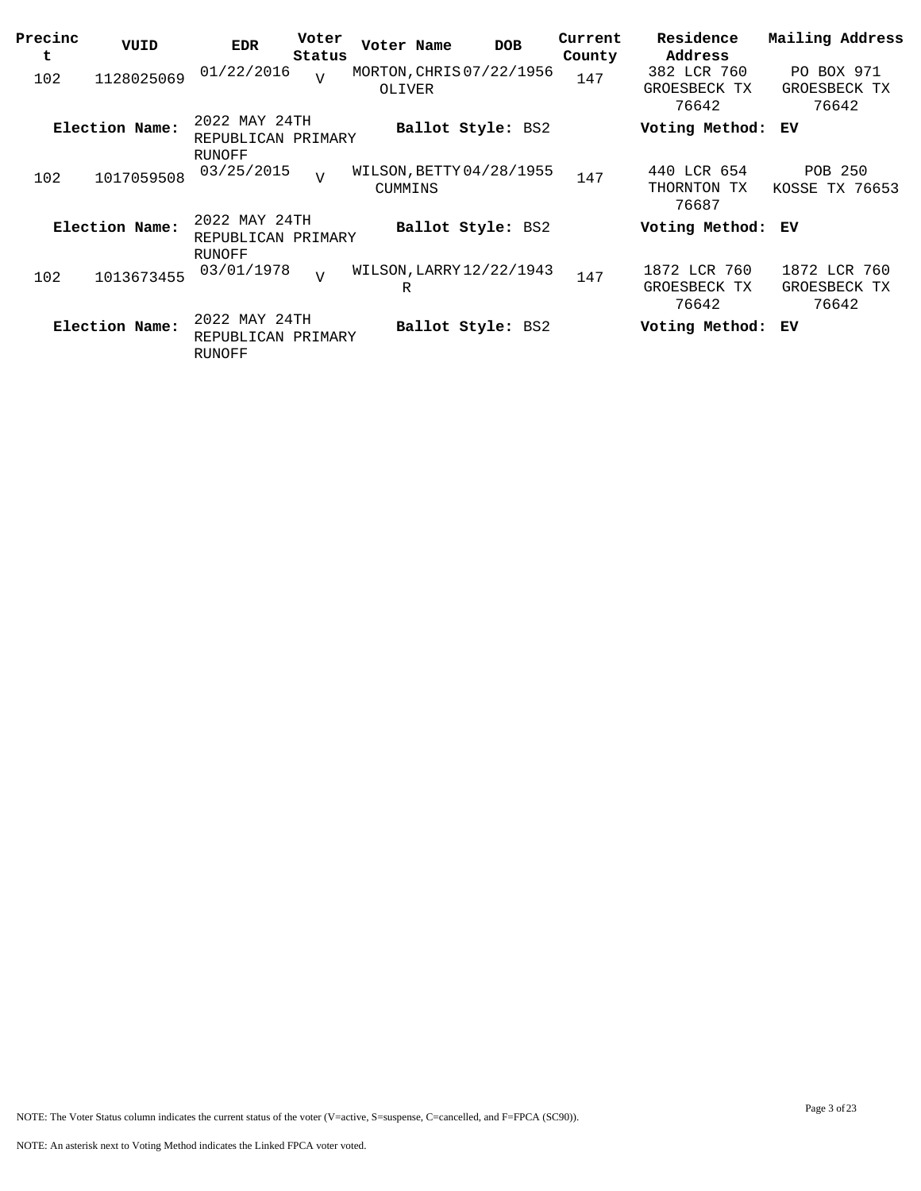| Precinct | VUID | EDR | Voter Status | Voter Name | DOB | Current County | Residence Address | Mailing Address |
|---|---|---|---|---|---|---|---|---|
| 102 | 1128025069 | 01/22/2016 | V | MORTON,CHRIS OLIVER | 07/22/1956 | 147 | 382 LCR 760 GROESBECK TX 76642 | PO BOX 971 GROESBECK TX 76642 |
| **Election Name:** | | 2022 MAY 24TH REPUBLICAN PRIMARY RUNOFF | | **Ballot Style:** BS2 | | | **Voting Method:** | **EV** |
| 102 | 1017059508 | 03/25/2015 | V | WILSON,BETTY CUMMINS | 04/28/1955 | 147 | 440 LCR 654 THORNTON TX 76687 | POB 250 KOSSE TX 76653 |
| **Election Name:** | | 2022 MAY 24TH REPUBLICAN PRIMARY RUNOFF | | **Ballot Style:** BS2 | | | **Voting Method:** | **EV** |
| 102 | 1013673455 | 03/01/1978 | V | WILSON,LARRY R | 12/22/1943 | 147 | 1872 LCR 760 GROESBECK TX 76642 | 1872 LCR 760 GROESBECK TX 76642 |
| **Election Name:** | | 2022 MAY 24TH REPUBLICAN PRIMARY RUNOFF | | **Ballot Style:** BS2 | | | **Voting Method:** | **EV** |

NOTE: The Voter Status column indicates the current status of the voter (V=active, S=suspense, C=cancelled, and F=FPCA (SC90)).

NOTE: An asterisk next to Voting Method indicates the Linked FPCA voter voted.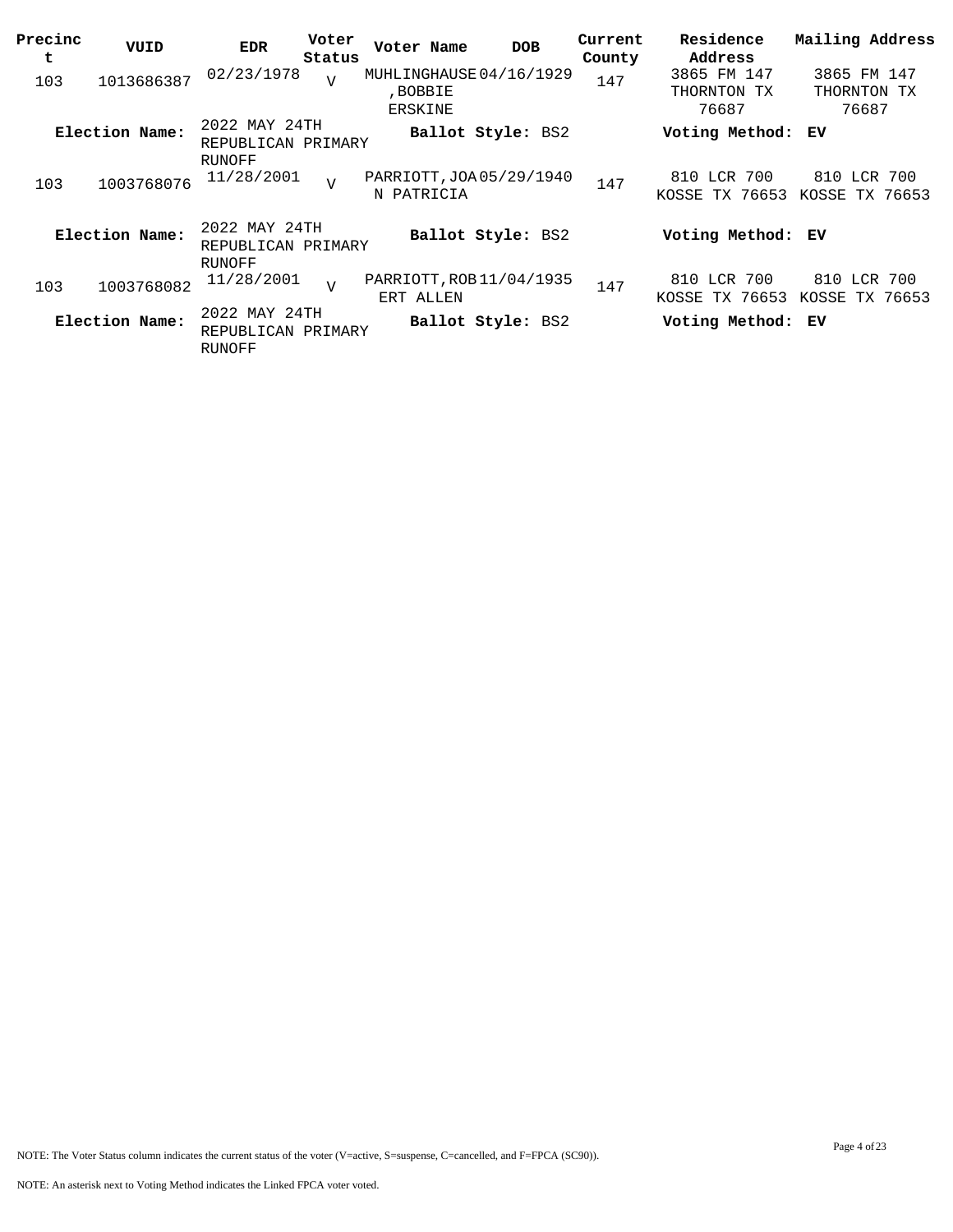| Precinct | VUID | EDR | Voter Status | Voter Name | DOB | Current County | Residence Address | Mailing Address |
|---|---|---|---|---|---|---|---|---|
| 103 | 1013686387 | 02/23/1978 | V | MUHLINGHAUSE,BOBBIE ERSKINE | 04/16/1929 | 147 | 3865 FM 147 THORNTON TX 76687 | 3865 FM 147 THORNTON TX 76687 |
| **Election Name:** | 2022 MAY 24TH REPUBLICAN PRIMARY RUNOFF | | | **Ballot Style:** BS2 | | | **Voting Method:** EV | |
| 103 | 1003768076 | 11/28/2001 | V | PARRIOTT,JOAN PATRICIA | 05/29/1940 | 147 | 810 LCR 700 KOSSE TX 76653 | 810 LCR 700 KOSSE TX 76653 |
| **Election Name:** | 2022 MAY 24TH REPUBLICAN PRIMARY RUNOFF | | | **Ballot Style:** BS2 | | | **Voting Method:** EV | |
| 103 | 1003768082 | 11/28/2001 | V | PARRIOTT,ROBERT ALLEN | 11/04/1935 | 147 | 810 LCR 700 KOSSE TX 76653 | 810 LCR 700 KOSSE TX 76653 |
| **Election Name:** | 2022 MAY 24TH REPUBLICAN PRIMARY RUNOFF | | | **Ballot Style:** BS2 | | | **Voting Method:** EV | |

NOTE: The Voter Status column indicates the current status of the voter (V=active, S=suspense, C=cancelled, and F=FPCA (SC90)).

NOTE: An asterisk next to Voting Method indicates the Linked FPCA voter voted.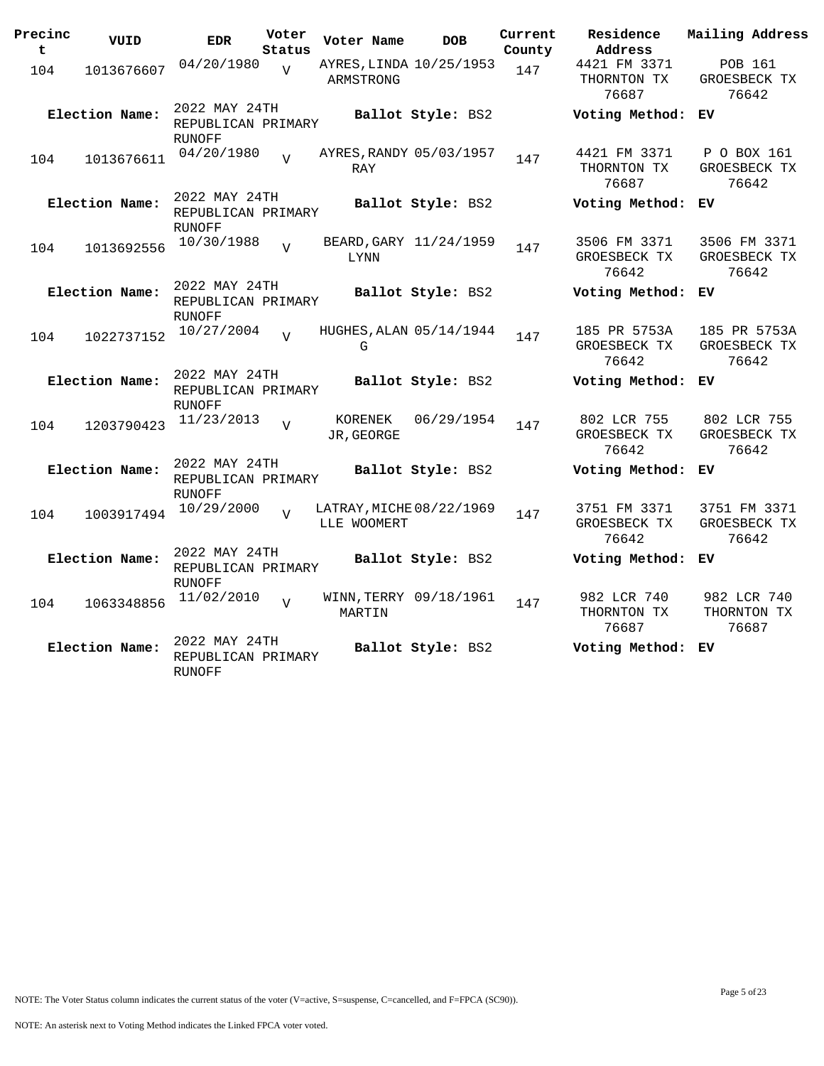| Precinct | VUID | EDR | Voter Status | Voter Name | DOB | Current County | Residence Address | Mailing Address |
|---|---|---|---|---|---|---|---|---|
| 104 | 1013676607 | 04/20/1980 | V | AYRES,LINDA ARMSTRONG | 10/25/1953 | 147 | 4421 FM 3371 THORNTON TX 76687 | POB 161 GROESBECK TX 76642 |
| **Election Name:** | | 2022 MAY 24TH REPUBLICAN PRIMARY RUNOFF | | **Ballot Style:** BS2 | | | **Voting Method:** EV | |
| 104 | 1013676611 | 04/20/1980 | V | AYRES,RANDY RAY | 05/03/1957 | 147 | 4421 FM 3371 THORNTON TX 76687 | P O BOX 161 GROESBECK TX 76642 |
| **Election Name:** | | 2022 MAY 24TH REPUBLICAN PRIMARY RUNOFF | | **Ballot Style:** BS2 | | | **Voting Method:** EV | |
| 104 | 1013692556 | 10/30/1988 | V | BEARD,GARY LYNN | 11/24/1959 | 147 | 3506 FM 3371 GROESBECK TX 76642 | 3506 FM 3371 GROESBECK TX 76642 |
| **Election Name:** | | 2022 MAY 24TH REPUBLICAN PRIMARY RUNOFF | | **Ballot Style:** BS2 | | | **Voting Method:** EV | |
| 104 | 1022737152 | 10/27/2004 | V | HUGHES,ALAN G | 05/14/1944 | 147 | 185 PR 5753A GROESBECK TX 76642 | 185 PR 5753A GROESBECK TX 76642 |
| **Election Name:** | | 2022 MAY 24TH REPUBLICAN PRIMARY RUNOFF | | **Ballot Style:** BS2 | | | **Voting Method:** EV | |
| 104 | 1203790423 | 11/23/2013 | V | KORENEK JR,GEORGE | 06/29/1954 | 147 | 802 LCR 755 GROESBECK TX 76642 | 802 LCR 755 GROESBECK TX 76642 |
| **Election Name:** | | 2022 MAY 24TH REPUBLICAN PRIMARY RUNOFF | | **Ballot Style:** BS2 | | | **Voting Method:** EV | |
| 104 | 1003917494 | 10/29/2000 | V | LATRAY,MICHELLE WOOMERT | 08/22/1969 | 147 | 3751 FM 3371 GROESBECK TX 76642 | 3751 FM 3371 GROESBECK TX 76642 |
| **Election Name:** | | 2022 MAY 24TH REPUBLICAN PRIMARY RUNOFF | | **Ballot Style:** BS2 | | | **Voting Method:** EV | |
| 104 | 1063348856 | 11/02/2010 | V | WINN,TERRY MARTIN | 09/18/1961 | 147 | 982 LCR 740 THORNTON TX 76687 | 982 LCR 740 THORNTON TX 76687 |
| **Election Name:** | | 2022 MAY 24TH REPUBLICAN PRIMARY RUNOFF | | **Ballot Style:** BS2 | | | **Voting Method:** EV | |

NOTE: The Voter Status column indicates the current status of the voter (V=active, S=suspense, C=cancelled, and F=FPCA (SC90)).

NOTE: An asterisk next to Voting Method indicates the Linked FPCA voter voted.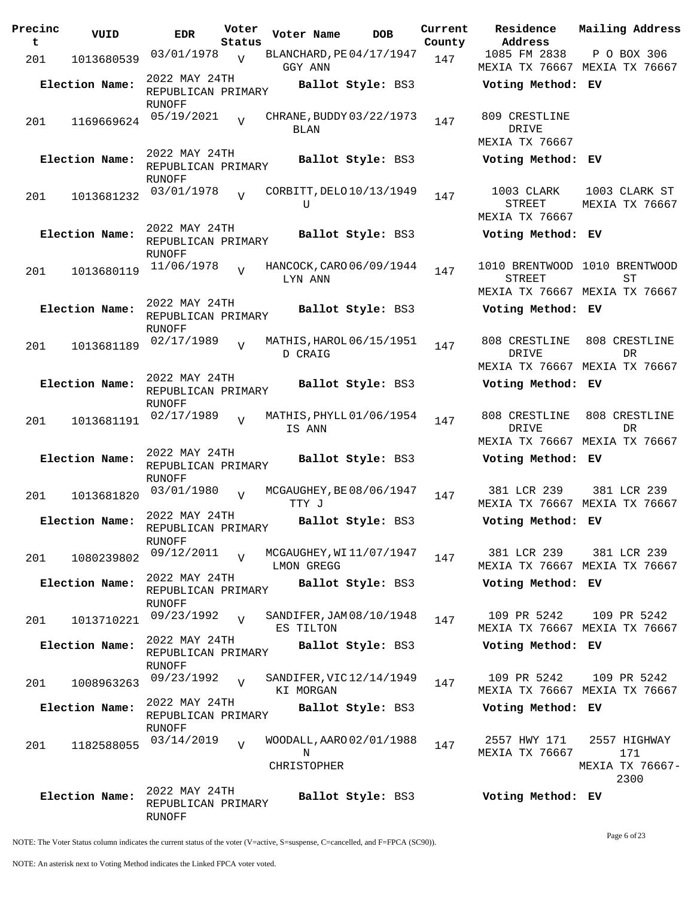| Precinct | VUID | EDR | Voter Status | Voter Name | DOB | Current County | Residence Address | Mailing Address |
|---|---|---|---|---|---|---|---|---|
| 201 | 1013680539 | 03/01/1978 | V | BLANCHARD, PEGGY ANN | 04/17/1947 | 147 | 1085 FM 2838 MEXIA TX 76667 | P O BOX 306 MEXIA TX 76667 |
| | **Election Name:** | 2022 MAY 24TH REPUBLICAN PRIMARY RUNOFF | | **Ballot Style:** BS3 | | | **Voting Method:** EV | |
| 201 | 1169669624 | 05/19/2021 | V | CHRANE, BUDDY BLAN | 03/22/1973 | 147 | 809 CRESTLINE DRIVE MEXIA TX 76667 | |
| | **Election Name:** | 2022 MAY 24TH REPUBLICAN PRIMARY RUNOFF | | **Ballot Style:** BS3 | | | **Voting Method:** EV | |
| 201 | 1013681232 | 03/01/1978 | V | CORBITT, DELOU | 10/13/1949 | 147 | 1003 CLARK STREET MEXIA TX 76667 | 1003 CLARK ST MEXIA TX 76667 |
| | **Election Name:** | 2022 MAY 24TH REPUBLICAN PRIMARY RUNOFF | | **Ballot Style:** BS3 | | | **Voting Method:** EV | |
| 201 | 1013680119 | 11/06/1978 | V | HANCOCK, CAROLYN ANN | 06/09/1944 | 147 | 1010 BRENTWOOD STREET MEXIA TX 76667 | 1010 BRENTWOOD ST MEXIA TX 76667 |
| | **Election Name:** | 2022 MAY 24TH REPUBLICAN PRIMARY RUNOFF | | **Ballot Style:** BS3 | | | **Voting Method:** EV | |
| 201 | 1013681189 | 02/17/1989 | V | MATHIS, HAROLD CRAIG | 06/15/1951 | 147 | 808 CRESTLINE DRIVE MEXIA TX 76667 | 808 CRESTLINE DR MEXIA TX 76667 |
| | **Election Name:** | 2022 MAY 24TH REPUBLICAN PRIMARY RUNOFF | | **Ballot Style:** BS3 | | | **Voting Method:** EV | |
| 201 | 1013681191 | 02/17/1989 | V | MATHIS, PHYLLIS ANN | 01/06/1954 | 147 | 808 CRESTLINE DRIVE MEXIA TX 76667 | 808 CRESTLINE DR MEXIA TX 76667 |
| | **Election Name:** | 2022 MAY 24TH REPUBLICAN PRIMARY RUNOFF | | **Ballot Style:** BS3 | | | **Voting Method:** EV | |
| 201 | 1013681820 | 03/01/1980 | V | MCGAUGHEY, BETTY J | 08/06/1947 | 147 | 381 LCR 239 MEXIA TX 76667 | 381 LCR 239 MEXIA TX 76667 |
| | **Election Name:** | 2022 MAY 24TH REPUBLICAN PRIMARY RUNOFF | | **Ballot Style:** BS3 | | | **Voting Method:** EV | |
| 201 | 1080239802 | 09/12/2011 | V | MCGAUGHEY, WILMON GREGG | 11/07/1947 | 147 | 381 LCR 239 MEXIA TX 76667 | 381 LCR 239 MEXIA TX 76667 |
| | **Election Name:** | 2022 MAY 24TH REPUBLICAN PRIMARY RUNOFF | | **Ballot Style:** BS3 | | | **Voting Method:** EV | |
| 201 | 1013710221 | 09/23/1992 | V | SANDIFER, JAMES TILTON | 08/10/1948 | 147 | 109 PR 5242 MEXIA TX 76667 | 109 PR 5242 MEXIA TX 76667 |
| | **Election Name:** | 2022 MAY 24TH REPUBLICAN PRIMARY RUNOFF | | **Ballot Style:** BS3 | | | **Voting Method:** EV | |
| 201 | 1008963263 | 09/23/1992 | V | SANDIFER, VICKI MORGAN | 12/14/1949 | 147 | 109 PR 5242 MEXIA TX 76667 | 109 PR 5242 MEXIA TX 76667 |
| | **Election Name:** | 2022 MAY 24TH REPUBLICAN PRIMARY RUNOFF | | **Ballot Style:** BS3 | | | **Voting Method:** EV | |
| 201 | 1182588055 | 03/14/2019 | V | WOODALL, AARON CHRISTOPHER | 02/01/1988 | 147 | 2557 HWY 171 MEXIA TX 76667 | 2557 HIGHWAY 171 MEXIA TX 76667-2300 |
| | **Election Name:** | 2022 MAY 24TH REPUBLICAN PRIMARY RUNOFF | | **Ballot Style:** BS3 | | | **Voting Method:** EV | |

NOTE: The Voter Status column indicates the current status of the voter (V=active, S=suspense, C=cancelled, and F=FPCA (SC90)).

NOTE: An asterisk next to Voting Method indicates the Linked FPCA voter voted.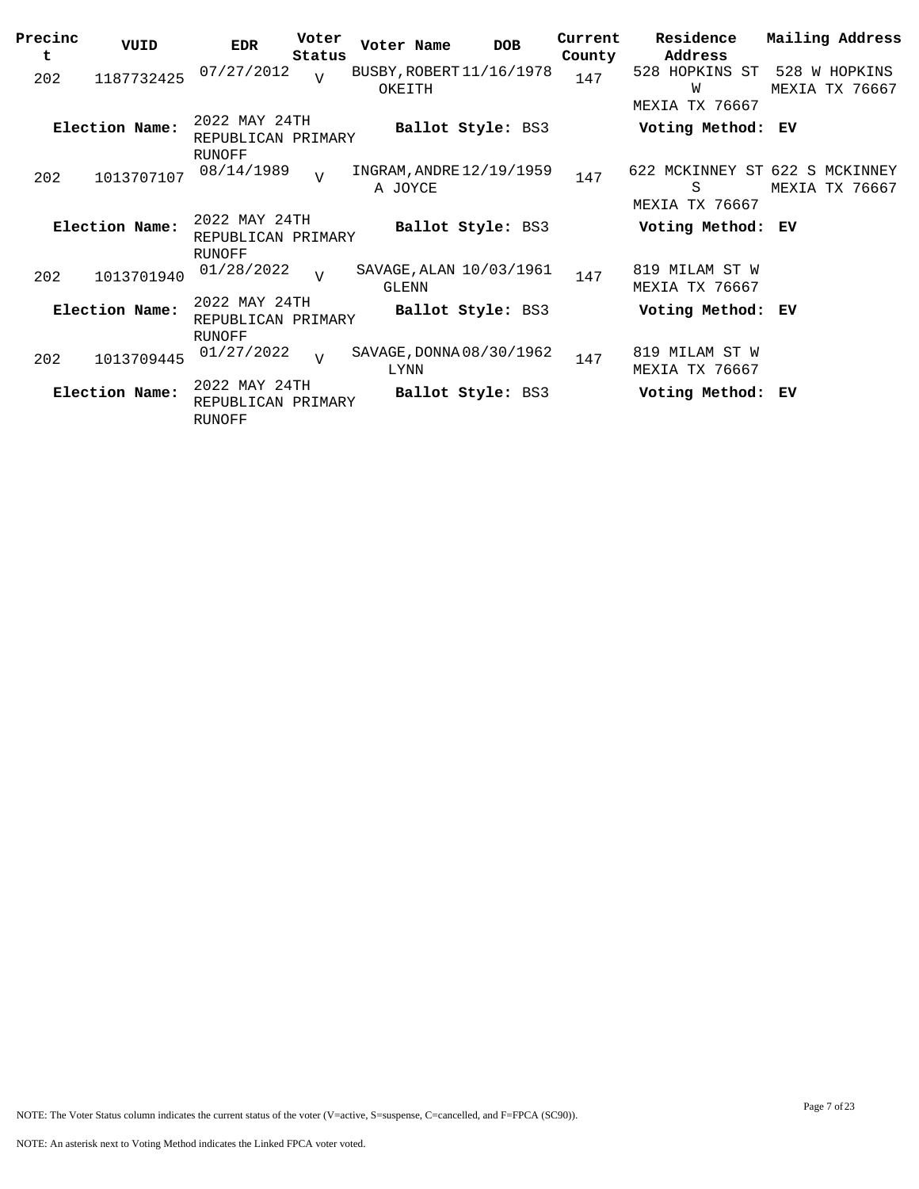| Precinct | VUID | EDR | Voter Status | Voter Name | DOB | Current County | Residence Address | Mailing Address |
|---|---|---|---|---|---|---|---|---|
| 202 | 1187732425 | 07/27/2012 | V | BUSBY,ROBERT OKEITH | 11/16/1978 | 147 | 528 HOPKINS ST W MEXIA TX 76667 | 528 W HOPKINS MEXIA TX 76667 |
| **Election Name:** | 2022 MAY 24TH REPUBLICAN PRIMARY RUNOFF | | | **Ballot Style:** BS3 | | | **Voting Method:** EV | |
| 202 | 1013707107 | 08/14/1989 | V | INGRAM,ANDREA JOYCE | 12/19/1959 | 147 | 622 MCKINNEY ST S MEXIA TX 76667 | 622 S MCKINNEY MEXIA TX 76667 |
| **Election Name:** | 2022 MAY 24TH REPUBLICAN PRIMARY RUNOFF | | | **Ballot Style:** BS3 | | | **Voting Method:** EV | |
| 202 | 1013701940 | 01/28/2022 | V | SAVAGE,ALAN GLENN | 10/03/1961 | 147 | 819 MILAM ST W MEXIA TX 76667 | |
| **Election Name:** | 2022 MAY 24TH REPUBLICAN PRIMARY RUNOFF | | | **Ballot Style:** BS3 | | | **Voting Method:** EV | |
| 202 | 1013709445 | 01/27/2022 | V | SAVAGE,DONNA LYNN | 08/30/1962 | 147 | 819 MILAM ST W MEXIA TX 76667 | |
| **Election Name:** | 2022 MAY 24TH REPUBLICAN PRIMARY RUNOFF | | | **Ballot Style:** BS3 | | | **Voting Method:** EV | |

NOTE: The Voter Status column indicates the current status of the voter (V=active, S=suspense, C=cancelled, and F=FPCA (SC90)).

NOTE: An asterisk next to Voting Method indicates the Linked FPCA voter voted.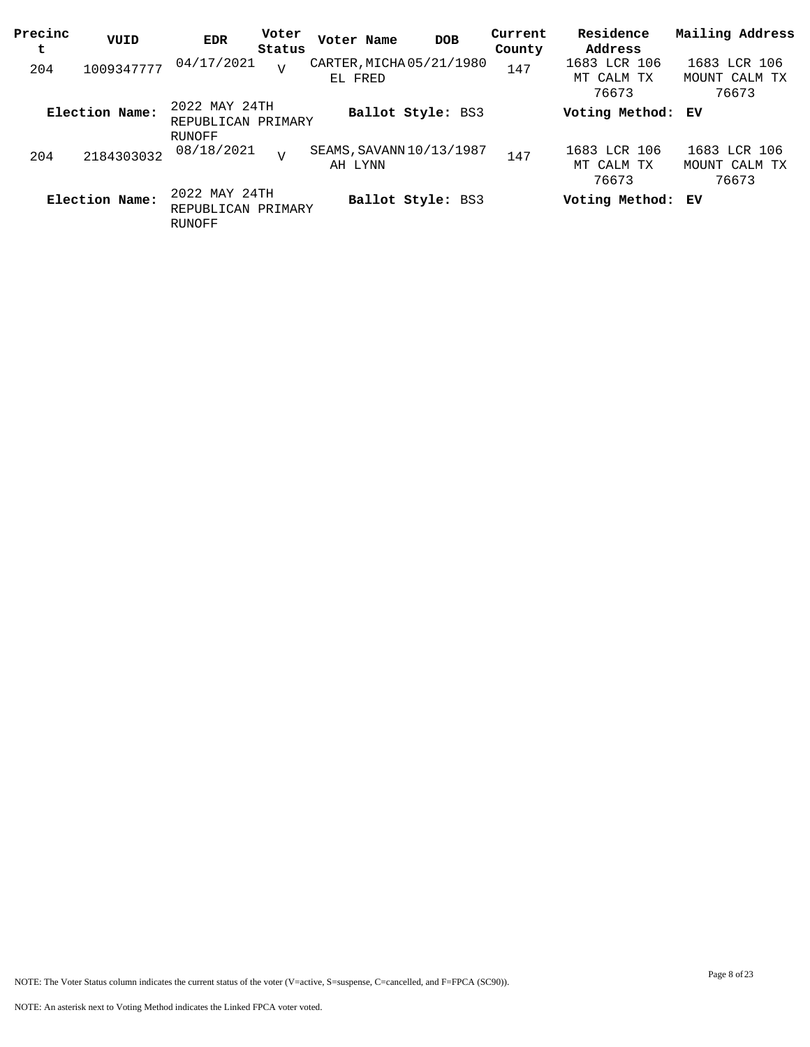| Precinct | VUID | EDR | Voter Status | Voter Name | DOB | Current County | Residence Address | Mailing Address |
|---|---|---|---|---|---|---|---|---|
| 204 | 1009347777 | 04/17/2021 | V | CARTER, MICHAEL FRED | 05/21/1980 | 147 | 1683 LCR 106 MT CALM TX 76673 | 1683 LCR 106 MOUNT CALM TX 76673 |
| **Election Name:** | 2022 MAY 24TH REPUBLICAN PRIMARY RUNOFF | | | **Ballot Style:** BS3 | | | **Voting Method:** EV | |
| 204 | 2184303032 | 08/18/2021 | V | SEAMS, SAVANNAH LYNN | 10/13/1987 | 147 | 1683 LCR 106 MT CALM TX 76673 | 1683 LCR 106 MOUNT CALM TX 76673 |
| **Election Name:** | 2022 MAY 24TH REPUBLICAN PRIMARY RUNOFF | | | **Ballot Style:** BS3 | | | **Voting Method:** EV | |

NOTE: The Voter Status column indicates the current status of the voter (V=active, S=suspense, C=cancelled, and F=FPCA (SC90)).

NOTE: An asterisk next to Voting Method indicates the Linked FPCA voter voted.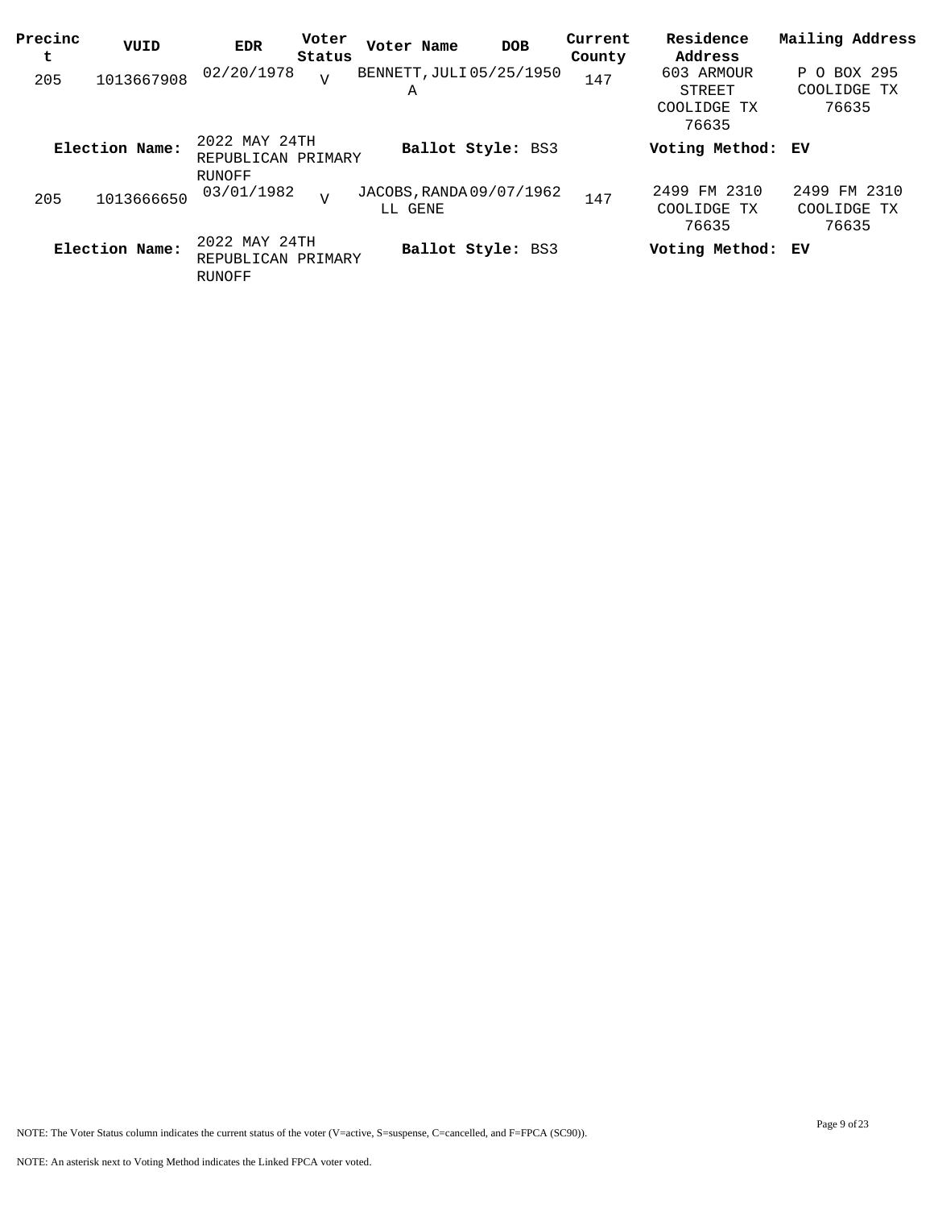| Precinct | VUID | EDR | Voter Status | Voter Name | DOB | Current County | Residence Address | Mailing Address |
|---|---|---|---|---|---|---|---|---|
| 205 | 1013667908 | 02/20/1978 | V | BENNETT, JULIA | 05/25/1950 | 147 | 603 ARMOUR STREET COOLIDGE TX 76635 | P O BOX 295 COOLIDGE TX 76635 |
| **Election Name:** | 2022 MAY 24TH REPUBLICAN PRIMARY RUNOFF | | | **Ballot Style:** BS3 | | | **Voting Method:** EV | |
| 205 | 1013666650 | 03/01/1982 | V | JACOBS, RANDALL GENE | 09/07/1962 | 147 | 2499 FM 2310 COOLIDGE TX 76635 | 2499 FM 2310 COOLIDGE TX 76635 |
| **Election Name:** | 2022 MAY 24TH REPUBLICAN PRIMARY RUNOFF | | | **Ballot Style:** BS3 | | | **Voting Method:** EV | |

NOTE: The Voter Status column indicates the current status of the voter (V=active, S=suspense, C=cancelled, and F=FPCA (SC90)).

NOTE: An asterisk next to Voting Method indicates the Linked FPCA voter voted.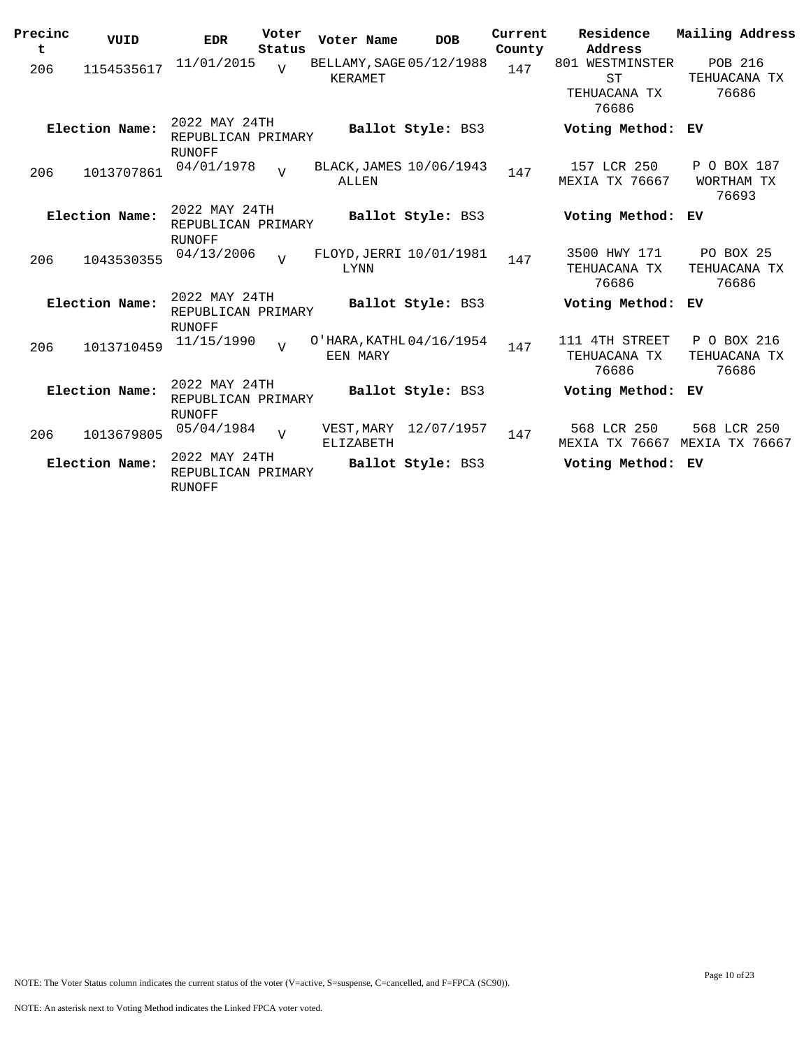| Precinct | VUID | EDR | Voter Status | Voter Name | DOB | Current County | Residence Address | Mailing Address |
|---|---|---|---|---|---|---|---|---|
| 206 | 1154535617 | 11/01/2015 | V | BELLAMY, SAGE KERAMET | 05/12/1988 | 147 | 801 WESTMINSTER ST TEHUACANA TX 76686 | POB 216 TEHUACANA TX 76686 |
| **Election Name:** | | 2022 MAY 24TH REPUBLICAN PRIMARY RUNOFF | | **Ballot Style:** BS3 | | | **Voting Method:** | EV |
| 206 | 1013707861 | 04/01/1978 | V | BLACK, JAMES ALLEN | 10/06/1943 | 147 | 157 LCR 250 MEXIA TX 76667 | P O BOX 187 WORTHAM TX 76693 |
| **Election Name:** | | 2022 MAY 24TH REPUBLICAN PRIMARY RUNOFF | | **Ballot Style:** BS3 | | | **Voting Method:** | EV |
| 206 | 1043530355 | 04/13/2006 | V | FLOYD, JERRI LYNN | 10/01/1981 | 147 | 3500 HWY 171 TEHUACANA TX 76686 | PO BOX 25 TEHUACANA TX 76686 |
| **Election Name:** | | 2022 MAY 24TH REPUBLICAN PRIMARY RUNOFF | | **Ballot Style:** BS3 | | | **Voting Method:** | EV |
| 206 | 1013710459 | 11/15/1990 | V | O'HARA, KATHLEEN MARY | 04/16/1954 | 147 | 111 4TH STREET TEHUACANA TX 76686 | P O BOX 216 TEHUACANA TX 76686 |
| **Election Name:** | | 2022 MAY 24TH REPUBLICAN PRIMARY RUNOFF | | **Ballot Style:** BS3 | | | **Voting Method:** | EV |
| 206 | 1013679805 | 05/04/1984 | V | VEST, MARY ELIZABETH | 12/07/1957 | 147 | 568 LCR 250 MEXIA TX 76667 | 568 LCR 250 MEXIA TX 76667 |
| **Election Name:** | | 2022 MAY 24TH REPUBLICAN PRIMARY RUNOFF | | **Ballot Style:** BS3 | | | **Voting Method:** | EV |

NOTE: The Voter Status column indicates the current status of the voter (V=active, S=suspense, C=cancelled, and F=FPCA (SC90)).

NOTE: An asterisk next to Voting Method indicates the Linked FPCA voter voted.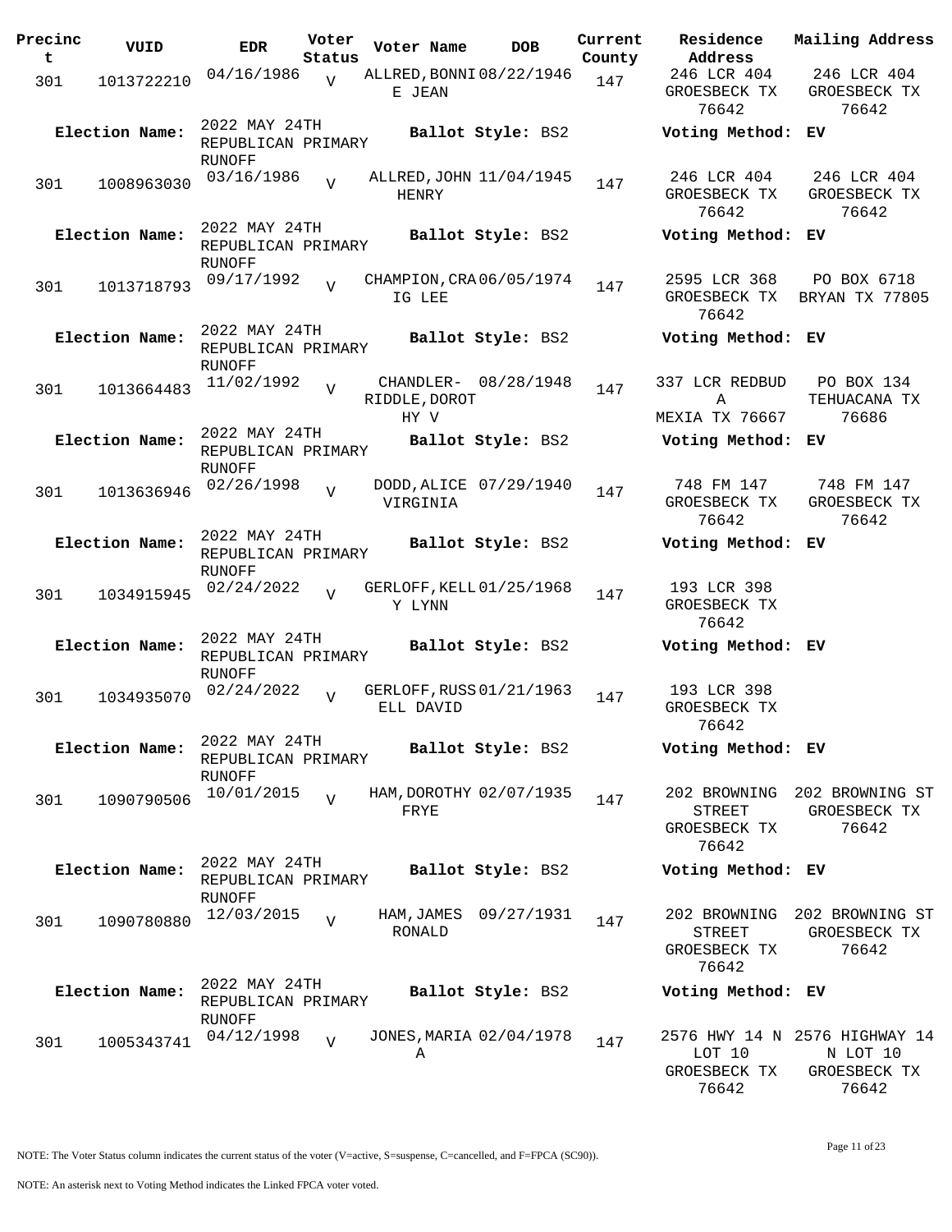| Precinct | VUID | EDR | Voter Status | Voter Name | DOB | Current County | Residence Address | Mailing Address |
|---|---|---|---|---|---|---|---|---|
| 301 | 1013722210 | 04/16/1986 | V | ALLRED,BONNIE JEAN | 08/22/1946 | 147 | 246 LCR 404 GROESBECK TX 76642 | 246 LCR 404 GROESBECK TX 76642 |
| **Election Name:** | | 2022 MAY 24TH REPUBLICAN PRIMARY RUNOFF | | **Ballot Style:** BS2 | | | **Voting Method:** EV | |
| 301 | 1008963030 | 03/16/1986 | V | ALLRED,JOHN HENRY | 11/04/1945 | 147 | 246 LCR 404 GROESBECK TX 76642 | 246 LCR 404 GROESBECK TX 76642 |
| **Election Name:** | | 2022 MAY 24TH REPUBLICAN PRIMARY RUNOFF | | **Ballot Style:** BS2 | | | **Voting Method:** EV | |
| 301 | 1013718793 | 09/17/1992 | V | CHAMPION,CRAIG LEE | 06/05/1974 | 147 | 2595 LCR 368 GROESBECK TX 76642 | PO BOX 6718 BRYAN TX 77805 |
| **Election Name:** | | 2022 MAY 24TH REPUBLICAN PRIMARY RUNOFF | | **Ballot Style:** BS2 | | | **Voting Method:** EV | |
| 301 | 1013664483 | 11/02/1992 | V | CHANDLER-RIDDLE,DOROTHY V | 08/28/1948 | 147 | 337 LCR REDBUD A MEXIA TX 76667 | PO BOX 134 TEHUACANA TX 76686 |
| **Election Name:** | | 2022 MAY 24TH REPUBLICAN PRIMARY RUNOFF | | **Ballot Style:** BS2 | | | **Voting Method:** EV | |
| 301 | 1013636946 | 02/26/1998 | V | DODD,ALICE VIRGINIA | 07/29/1940 | 147 | 748 FM 147 GROESBECK TX 76642 | 748 FM 147 GROESBECK TX 76642 |
| **Election Name:** | | 2022 MAY 24TH REPUBLICAN PRIMARY RUNOFF | | **Ballot Style:** BS2 | | | **Voting Method:** EV | |
| 301 | 1034915945 | 02/24/2022 | V | GERLOFF,KELLY LYNN | 01/25/1968 | 147 | 193 LCR 398 GROESBECK TX 76642 | |
| **Election Name:** | | 2022 MAY 24TH REPUBLICAN PRIMARY RUNOFF | | **Ballot Style:** BS2 | | | **Voting Method:** EV | |
| 301 | 1034935070 | 02/24/2022 | V | GERLOFF,RUSSELL DAVID | 01/21/1963 | 147 | 193 LCR 398 GROESBECK TX 76642 | |
| **Election Name:** | | 2022 MAY 24TH REPUBLICAN PRIMARY RUNOFF | | **Ballot Style:** BS2 | | | **Voting Method:** EV | |
| 301 | 1090790506 | 10/01/2015 | V | HAM,DOROTHY FRYE | 02/07/1935 | 147 | 202 BROWNING STREET GROESBECK TX 76642 | 202 BROWNING ST GROESBECK TX 76642 |
| **Election Name:** | | 2022 MAY 24TH REPUBLICAN PRIMARY RUNOFF | | **Ballot Style:** BS2 | | | **Voting Method:** EV | |
| 301 | 1090780880 | 12/03/2015 | V | HAM,JAMES RONALD | 09/27/1931 | 147 | 202 BROWNING STREET GROESBECK TX 76642 | 202 BROWNING ST GROESBECK TX 76642 |
| **Election Name:** | | 2022 MAY 24TH REPUBLICAN PRIMARY RUNOFF | | **Ballot Style:** BS2 | | | **Voting Method:** EV | |
| 301 | 1005343741 | 04/12/1998 | V | JONES,MARIA A | 02/04/1978 | 147 | 2576 HWY 14 N LOT 10 GROESBECK TX 76642 | 2576 HIGHWAY 14 N LOT 10 GROESBECK TX 76642 |

NOTE: The Voter Status column indicates the current status of the voter (V=active, S=suspense, C=cancelled, and F=FPCA (SC90)).

NOTE: An asterisk next to Voting Method indicates the Linked FPCA voter voted.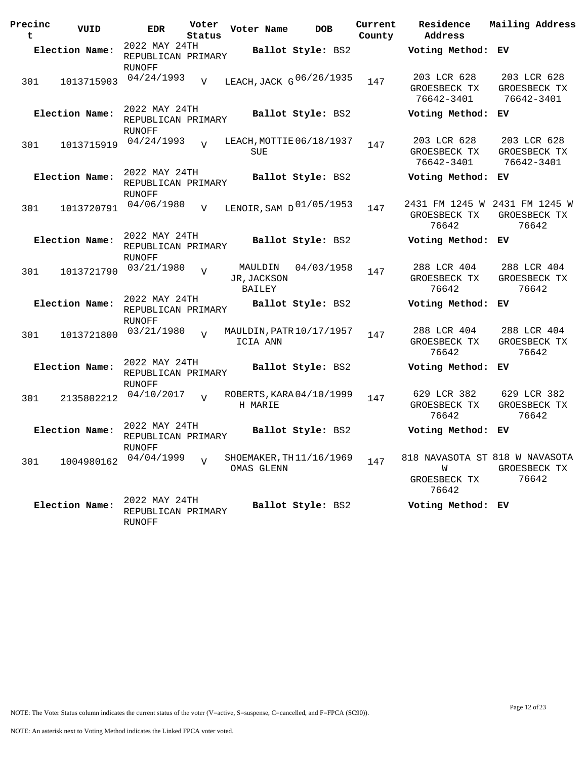| Precinct | VUID | EDR | Voter Status | Voter Name | DOB | Current County | Residence Address | Mailing Address |
|---|---|---|---|---|---|---|---|---|
| **Election Name:** | | 2022 MAY 24TH REPUBLICAN PRIMARY RUNOFF | | **Ballot Style:** BS2 | | | **Voting Method:** EV | |
| 301 | 1013715903 | 04/24/1993 | V | LEACH, JACK G | 06/26/1935 | 147 | 203 LCR 628 GROESBECK TX 76642-3401 | 203 LCR 628 GROESBECK TX 76642-3401 |
| **Election Name:** | | 2022 MAY 24TH REPUBLICAN PRIMARY RUNOFF | | **Ballot Style:** BS2 | | | **Voting Method:** EV | |
| 301 | 1013715919 | 04/24/1993 | V | LEACH, MOTTIE SUE | 06/18/1937 | 147 | 203 LCR 628 GROESBECK TX 76642-3401 | 203 LCR 628 GROESBECK TX 76642-3401 |
| **Election Name:** | | 2022 MAY 24TH REPUBLICAN PRIMARY RUNOFF | | **Ballot Style:** BS2 | | | **Voting Method:** EV | |
| 301 | 1013720791 | 04/06/1980 | V | LENOIR, SAM D | 01/05/1953 | 147 | 2431 FM 1245 W GROESBECK TX 76642 | 2431 FM 1245 W GROESBECK TX 76642 |
| **Election Name:** | | 2022 MAY 24TH REPUBLICAN PRIMARY RUNOFF | | **Ballot Style:** BS2 | | | **Voting Method:** EV | |
| 301 | 1013721790 | 03/21/1980 | V | MAULDIN JR, JACKSON BAILEY | 04/03/1958 | 147 | 288 LCR 404 GROESBECK TX 76642 | 288 LCR 404 GROESBECK TX 76642 |
| **Election Name:** | | 2022 MAY 24TH REPUBLICAN PRIMARY RUNOFF | | **Ballot Style:** BS2 | | | **Voting Method:** EV | |
| 301 | 1013721800 | 03/21/1980 | V | MAULDIN, PATRICIA ANN | 10/17/1957 | 147 | 288 LCR 404 GROESBECK TX 76642 | 288 LCR 404 GROESBECK TX 76642 |
| **Election Name:** | | 2022 MAY 24TH REPUBLICAN PRIMARY RUNOFF | | **Ballot Style:** BS2 | | | **Voting Method:** EV | |
| 301 | 2135802212 | 04/10/2017 | V | ROBERTS, KARAH MARIE | 04/10/1999 | 147 | 629 LCR 382 GROESBECK TX 76642 | 629 LCR 382 GROESBECK TX 76642 |
| **Election Name:** | | 2022 MAY 24TH REPUBLICAN PRIMARY RUNOFF | | **Ballot Style:** BS2 | | | **Voting Method:** EV | |
| 301 | 1004980162 | 04/04/1999 | V | SHOEMAKER, THOMAS GLENN | 11/16/1969 | 147 | 818 NAVASOTA ST W GROESBECK TX 76642 | 818 W NAVASOTA GROESBECK TX 76642 |
| **Election Name:** | | 2022 MAY 24TH REPUBLICAN PRIMARY RUNOFF | | **Ballot Style:** BS2 | | | **Voting Method:** EV | |

NOTE: The Voter Status column indicates the current status of the voter (V=active, S=suspense, C=cancelled, and F=FPCA (SC90)).

NOTE: An asterisk next to Voting Method indicates the Linked FPCA voter voted.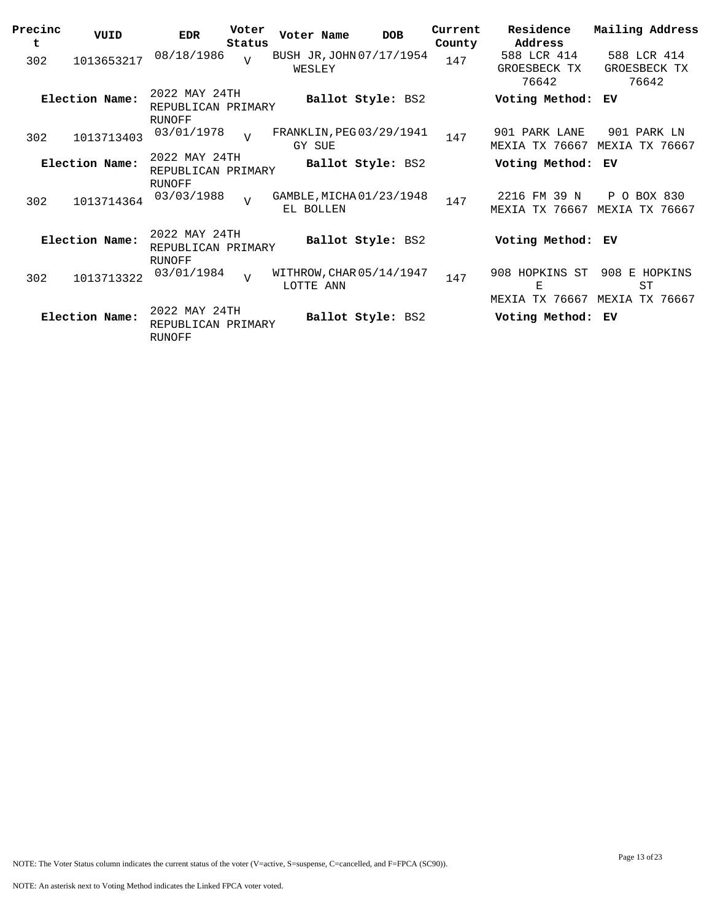| Precinct | VUID | EDR | Voter Status | Voter Name | DOB | Current County | Residence Address | Mailing Address |
|---|---|---|---|---|---|---|---|---|
| 302 | 1013653217 | 08/18/1986 | V | BUSH JR, JOHN WESLEY | 07/17/1954 | 147 | 588 LCR 414 GROESBECK TX 76642 | 588 LCR 414 GROESBECK TX 76642 |
| **Election Name:** | | 2022 MAY 24TH REPUBLICAN PRIMARY RUNOFF | | **Ballot Style:** BS2 | | | **Voting Method:** EV | |
| 302 | 1013713403 | 03/01/1978 | V | FRANKLIN, PEGGY SUE | 03/29/1941 | 147 | 901 PARK LANE MEXIA TX 76667 | 901 PARK LN MEXIA TX 76667 |
| **Election Name:** | | 2022 MAY 24TH REPUBLICAN PRIMARY RUNOFF | | **Ballot Style:** BS2 | | | **Voting Method:** EV | |
| 302 | 1013714364 | 03/03/1988 | V | GAMBLE, MICHAEL BOLLEN | 01/23/1948 | 147 | 2216 FM 39 N MEXIA TX 76667 | P O BOX 830 MEXIA TX 76667 |
| **Election Name:** | | 2022 MAY 24TH REPUBLICAN PRIMARY RUNOFF | | **Ballot Style:** BS2 | | | **Voting Method:** EV | |
| 302 | 1013713322 | 03/01/1984 | V | WITHROW, CHARLOTTE ANN | 05/14/1947 | 147 | 908 HOPKINS ST E MEXIA TX 76667 | 908 E HOPKINS ST MEXIA TX 76667 |
| **Election Name:** | | 2022 MAY 24TH REPUBLICAN PRIMARY RUNOFF | | **Ballot Style:** BS2 | | | **Voting Method:** EV | |

NOTE: The Voter Status column indicates the current status of the voter (V=active, S=suspense, C=cancelled, and F=FPCA (SC90)).

NOTE: An asterisk next to Voting Method indicates the Linked FPCA voter voted.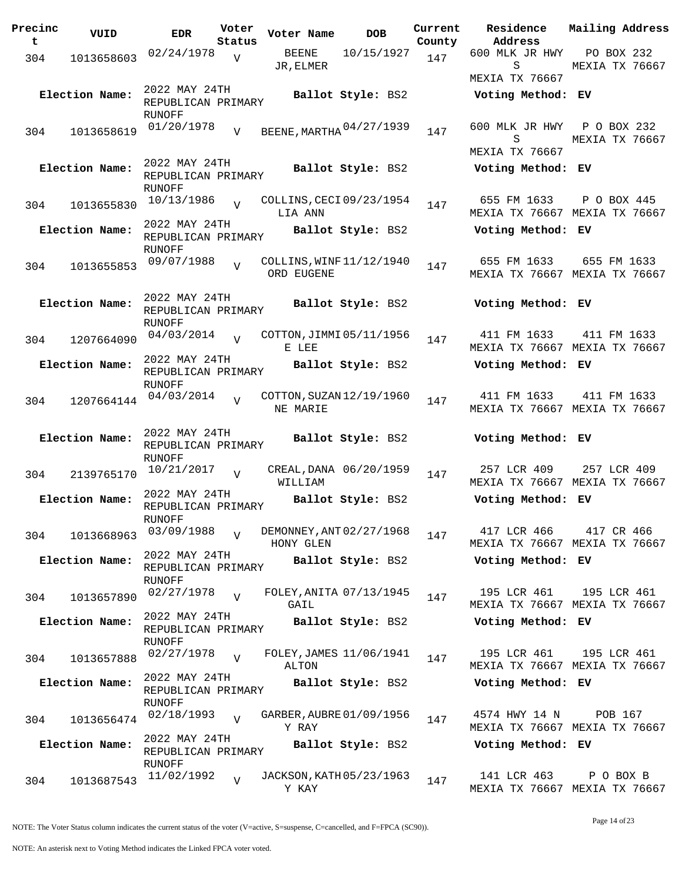| Precinct | VUID | EDR | Voter Status | Voter Name | DOB | Current County | Residence Address | Mailing Address |
|---|---|---|---|---|---|---|---|---|
| 304 | 1013658603 | 02/24/1978 | V | BEENE JR,ELMER | 10/15/1927 | 147 | 600 MLK JR HWY S MEXIA TX 76667 | PO BOX 232 MEXIA TX 76667 |
| Election Name: | 2022 MAY 24TH REPUBLICAN PRIMARY RUNOFF | | | Ballot Style: BS2 | | | Voting Method: EV | |
| 304 | 1013658619 | 01/20/1978 | V | BEENE,MARTHA | 04/27/1939 | 147 | 600 MLK JR HWY S MEXIA TX 76667 | P O BOX 232 MEXIA TX 76667 |
| Election Name: | 2022 MAY 24TH REPUBLICAN PRIMARY RUNOFF | | | Ballot Style: BS2 | | | Voting Method: EV | |
| 304 | 1013655830 | 10/13/1986 | V | COLLINS,CECILIA ANN | 09/23/1954 | 147 | 655 FM 1633 MEXIA TX 76667 | P O BOX 445 MEXIA TX 76667 |
| Election Name: | 2022 MAY 24TH REPUBLICAN PRIMARY RUNOFF | | | Ballot Style: BS2 | | | Voting Method: EV | |
| 304 | 1013655853 | 09/07/1988 | V | COLLINS,WINFORD EUGENE | 11/12/1940 | 147 | 655 FM 1633 MEXIA TX 76667 | 655 FM 1633 MEXIA TX 76667 |
| Election Name: | 2022 MAY 24TH REPUBLICAN PRIMARY RUNOFF | | | Ballot Style: BS2 | | | Voting Method: EV | |
| 304 | 1207664090 | 04/03/2014 | V | COTTON,JIMMIE LEE | 05/11/1956 | 147 | 411 FM 1633 MEXIA TX 76667 | 411 FM 1633 MEXIA TX 76667 |
| Election Name: | 2022 MAY 24TH REPUBLICAN PRIMARY RUNOFF | | | Ballot Style: BS2 | | | Voting Method: EV | |
| 304 | 1207664144 | 04/03/2014 | V | COTTON,SUZANNE MARIE | 12/19/1960 | 147 | 411 FM 1633 MEXIA TX 76667 | 411 FM 1633 MEXIA TX 76667 |
| Election Name: | 2022 MAY 24TH REPUBLICAN PRIMARY RUNOFF | | | Ballot Style: BS2 | | | Voting Method: EV | |
| 304 | 2139765170 | 10/21/2017 | V | CREAL,DANA WILLIAM | 06/20/1959 | 147 | 257 LCR 409 MEXIA TX 76667 | 257 LCR 409 MEXIA TX 76667 |
| Election Name: | 2022 MAY 24TH REPUBLICAN PRIMARY RUNOFF | | | Ballot Style: BS2 | | | Voting Method: EV | |
| 304 | 1013668963 | 03/09/1988 | V | DEMONNEY,ANTHONY GLEN | 02/27/1968 | 147 | 417 LCR 466 MEXIA TX 76667 | 417 CR 466 MEXIA TX 76667 |
| Election Name: | 2022 MAY 24TH REPUBLICAN PRIMARY RUNOFF | | | Ballot Style: BS2 | | | Voting Method: EV | |
| 304 | 1013657890 | 02/27/1978 | V | FOLEY,ANITA GAIL | 07/13/1945 | 147 | 195 LCR 461 MEXIA TX 76667 | 195 LCR 461 MEXIA TX 76667 |
| Election Name: | 2022 MAY 24TH REPUBLICAN PRIMARY RUNOFF | | | Ballot Style: BS2 | | | Voting Method: EV | |
| 304 | 1013657888 | 02/27/1978 | V | FOLEY,JAMES ALTON | 11/06/1941 | 147 | 195 LCR 461 MEXIA TX 76667 | 195 LCR 461 MEXIA TX 76667 |
| Election Name: | 2022 MAY 24TH REPUBLICAN PRIMARY RUNOFF | | | Ballot Style: BS2 | | | Voting Method: EV | |
| 304 | 1013656474 | 02/18/1993 | V | GARBER,AUBREY RAY | 01/09/1956 | 147 | 4574 HWY 14 N MEXIA TX 76667 | POB 167 MEXIA TX 76667 |
| Election Name: | 2022 MAY 24TH REPUBLICAN PRIMARY RUNOFF | | | Ballot Style: BS2 | | | Voting Method: EV | |
| 304 | 1013687543 | 11/02/1992 | V | JACKSON,KATHY KAY | 05/23/1963 | 147 | 141 LCR 463 MEXIA TX 76667 | P O BOX B MEXIA TX 76667 |

NOTE: The Voter Status column indicates the current status of the voter (V=active, S=suspense, C=cancelled, and F=FPCA (SC90)).

NOTE: An asterisk next to Voting Method indicates the Linked FPCA voter voted.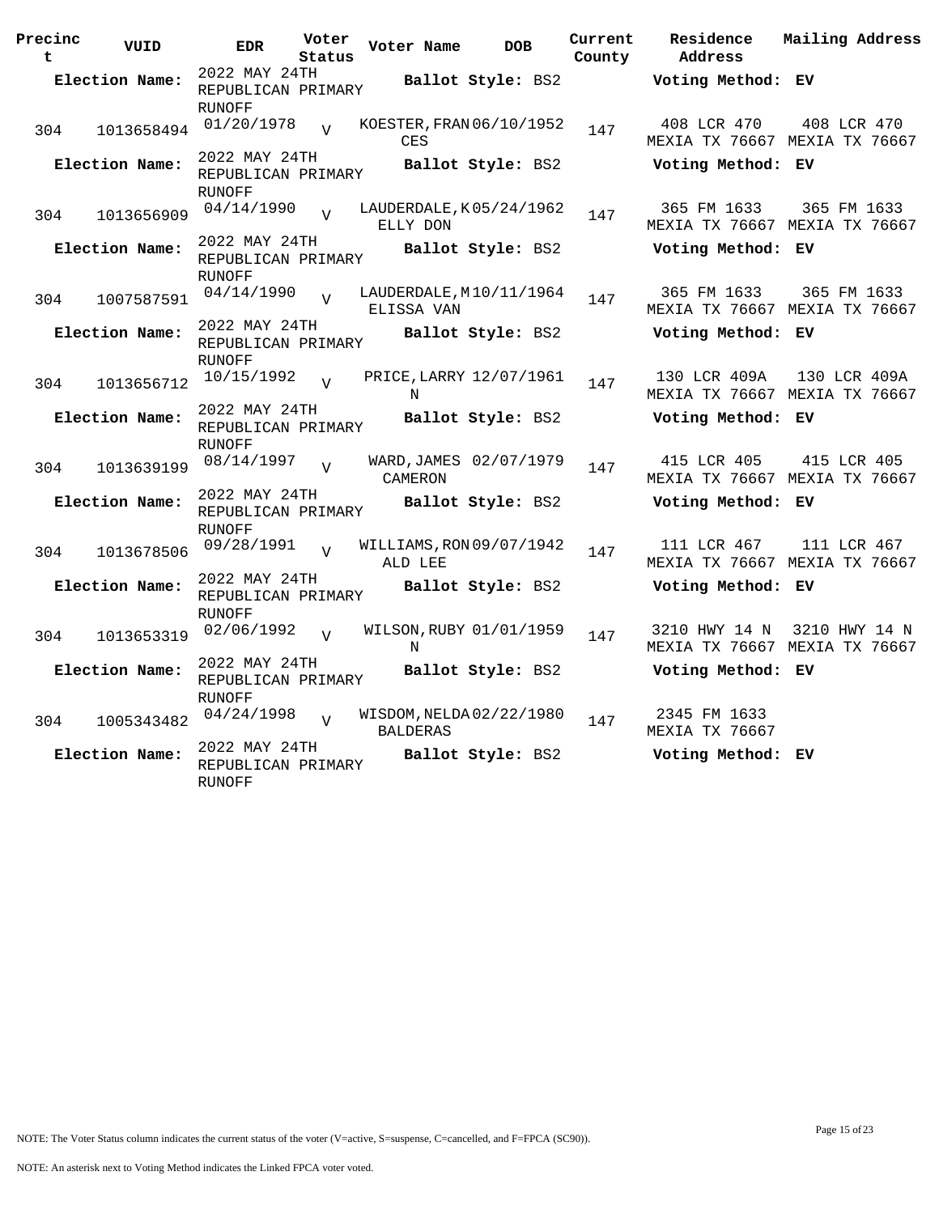| Precinct | VUID | EDR | Voter Status | Voter Name | DOB | Current County | Residence Address | Mailing Address |
|---|---|---|---|---|---|---|---|---|
| **Election Name:** | | 2022 MAY 24TH REPUBLICAN PRIMARY RUNOFF | | **Ballot Style:** BS2 | | | **Voting Method:** EV | |
| 304 | 1013658494 | 01/20/1978 | V | KOESTER, FRANCES | 06/10/1952 | 147 | 408 LCR 470 MEXIA TX 76667 | 408 LCR 470 MEXIA TX 76667 |
| **Election Name:** | | 2022 MAY 24TH REPUBLICAN PRIMARY RUNOFF | | **Ballot Style:** BS2 | | | **Voting Method:** EV | |
| 304 | 1013656909 | 04/14/1990 | V | LAUDERDALE, KELLY DON | 05/24/1962 | 147 | 365 FM 1633 MEXIA TX 76667 | 365 FM 1633 MEXIA TX 76667 |
| **Election Name:** | | 2022 MAY 24TH REPUBLICAN PRIMARY RUNOFF | | **Ballot Style:** BS2 | | | **Voting Method:** EV | |
| 304 | 1007587591 | 04/14/1990 | V | LAUDERDALE, MELISSA VAN | 10/11/1964 | 147 | 365 FM 1633 MEXIA TX 76667 | 365 FM 1633 MEXIA TX 76667 |
| **Election Name:** | | 2022 MAY 24TH REPUBLICAN PRIMARY RUNOFF | | **Ballot Style:** BS2 | | | **Voting Method:** EV | |
| 304 | 1013656712 | 10/15/1992 | V | PRICE, LARRY N | 12/07/1961 | 147 | 130 LCR 409A MEXIA TX 76667 | 130 LCR 409A MEXIA TX 76667 |
| **Election Name:** | | 2022 MAY 24TH REPUBLICAN PRIMARY RUNOFF | | **Ballot Style:** BS2 | | | **Voting Method:** EV | |
| 304 | 1013639199 | 08/14/1997 | V | WARD, JAMES CAMERON | 02/07/1979 | 147 | 415 LCR 405 MEXIA TX 76667 | 415 LCR 405 MEXIA TX 76667 |
| **Election Name:** | | 2022 MAY 24TH REPUBLICAN PRIMARY RUNOFF | | **Ballot Style:** BS2 | | | **Voting Method:** EV | |
| 304 | 1013678506 | 09/28/1991 | V | WILLIAMS, RONALD LEE | 09/07/1942 | 147 | 111 LCR 467 MEXIA TX 76667 | 111 LCR 467 MEXIA TX 76667 |
| **Election Name:** | | 2022 MAY 24TH REPUBLICAN PRIMARY RUNOFF | | **Ballot Style:** BS2 | | | **Voting Method:** EV | |
| 304 | 1013653319 | 02/06/1992 | V | WILSON, RUBY N | 01/01/1959 | 147 | 3210 HWY 14 N MEXIA TX 76667 | 3210 HWY 14 N MEXIA TX 76667 |
| **Election Name:** | | 2022 MAY 24TH REPUBLICAN PRIMARY RUNOFF | | **Ballot Style:** BS2 | | | **Voting Method:** EV | |
| 304 | 1005343482 | 04/24/1998 | V | WISDOM, NELDA BALDERAS | 02/22/1980 | 147 | 2345 FM 1633 MEXIA TX 76667 | |
| **Election Name:** | | 2022 MAY 24TH REPUBLICAN PRIMARY RUNOFF | | **Ballot Style:** BS2 | | | **Voting Method:** EV | |

NOTE: The Voter Status column indicates the current status of the voter (V=active, S=suspense, C=cancelled, and F=FPCA (SC90)).

NOTE: An asterisk next to Voting Method indicates the Linked FPCA voter voted.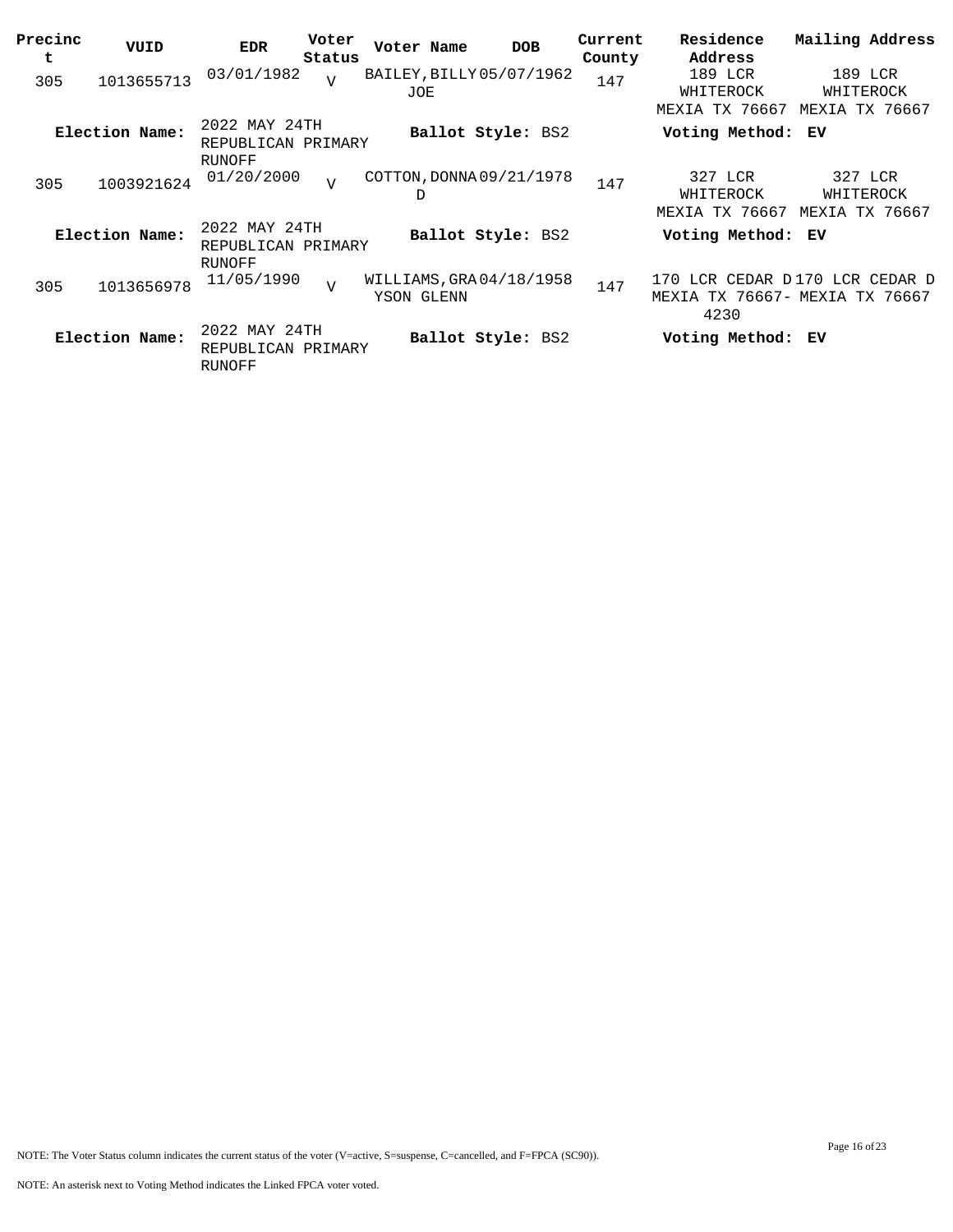| Precinct | VUID | EDR | Voter Status | Voter Name | DOB | Current County | Residence Address | Mailing Address |
|---|---|---|---|---|---|---|---|---|
| 305 | 1013655713 | 03/01/1982 | V | BAILEY, BILLY JOE | 05/07/1962 | 147 | 189 LCR WHITEROCK MEXIA TX 76667 | 189 LCR WHITEROCK MEXIA TX 76667 |
| **Election Name:** | 2022 MAY 24TH REPUBLICAN PRIMARY RUNOFF | | | **Ballot Style:** BS2 | | | **Voting Method:** EV | |
| 305 | 1003921624 | 01/20/2000 | V | COTTON, DONNA D | 09/21/1978 | 147 | 327 LCR WHITEROCK MEXIA TX 76667 | 327 LCR WHITEROCK MEXIA TX 76667 |
| **Election Name:** | 2022 MAY 24TH REPUBLICAN PRIMARY RUNOFF | | | **Ballot Style:** BS2 | | | **Voting Method:** EV | |
| 305 | 1013656978 | 11/05/1990 | V | WILLIAMS, GRAYSON GLENN | 04/18/1958 | 147 | 170 LCR CEDAR D MEXIA TX 76667-4230 | 170 LCR CEDAR D MEXIA TX 76667 |
| **Election Name:** | 2022 MAY 24TH REPUBLICAN PRIMARY RUNOFF | | | **Ballot Style:** BS2 | | | **Voting Method:** EV | |

NOTE: The Voter Status column indicates the current status of the voter (V=active, S=suspense, C=cancelled, and F=FPCA (SC90)).

NOTE: An asterisk next to Voting Method indicates the Linked FPCA voter voted.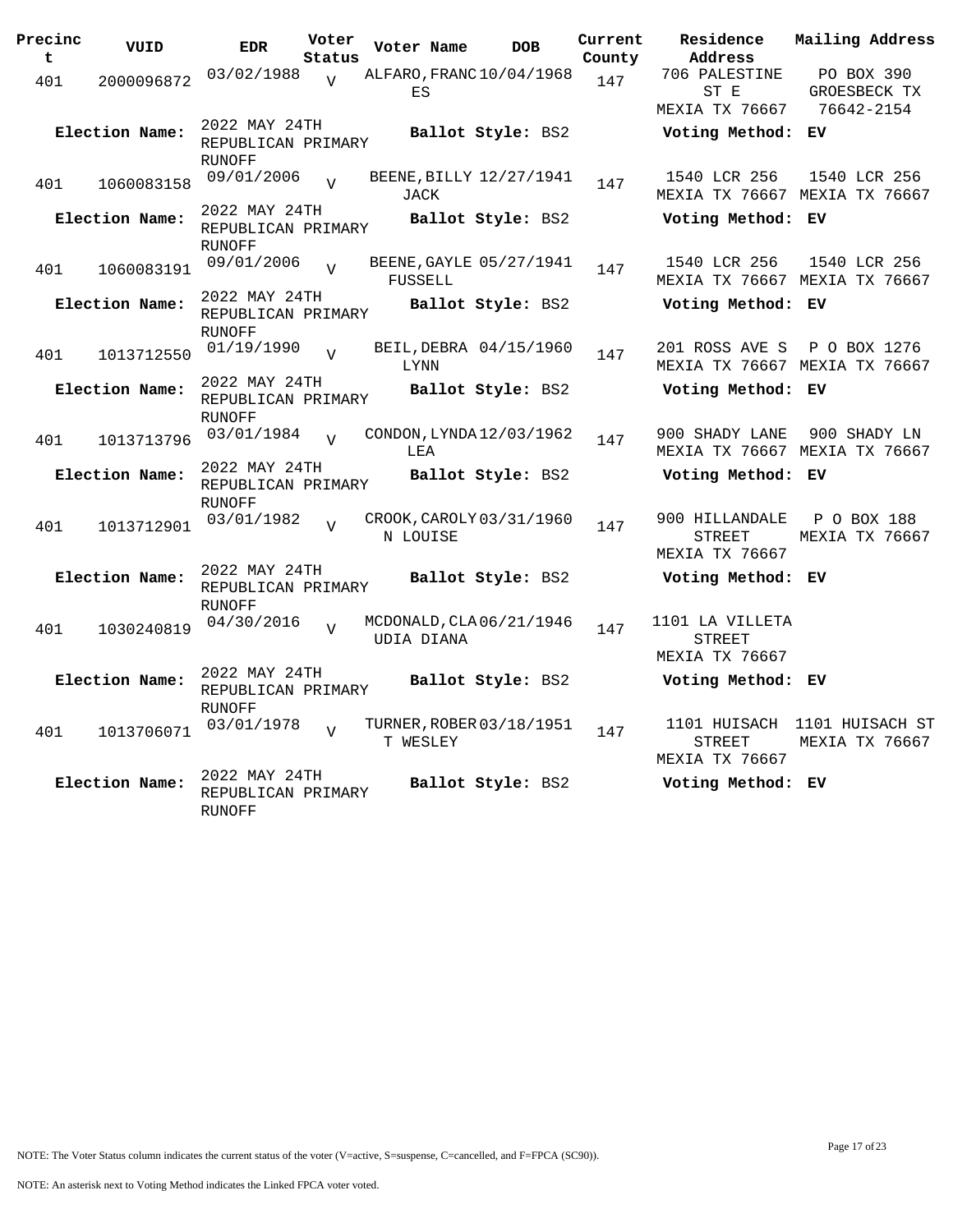| Precinct | VUID | EDR | Voter Status | Voter Name | DOB | Current County | Residence Address | Mailing Address |
|---|---|---|---|---|---|---|---|---|
| 401 | 2000096872 | 03/02/1988 | V | ALFARO, FRANCES | 10/04/1968 | 147 | 706 PALESTINE ST E MEXIA TX 76667 | PO BOX 390 GROESBECK TX 76642-2154 |
| **Election Name:** | | 2022 MAY 24TH REPUBLICAN PRIMARY RUNOFF | | **Ballot Style:** BS2 | | | **Voting Method:** EV | |
| 401 | 1060083158 | 09/01/2006 | V | BEENE, BILLY JACK | 12/27/1941 | 147 | 1540 LCR 256 MEXIA TX 76667 | 1540 LCR 256 MEXIA TX 76667 |
| **Election Name:** | | 2022 MAY 24TH REPUBLICAN PRIMARY RUNOFF | | **Ballot Style:** BS2 | | | **Voting Method:** EV | |
| 401 | 1060083191 | 09/01/2006 | V | BEENE, GAYLE FUSSELL | 05/27/1941 | 147 | 1540 LCR 256 MEXIA TX 76667 | 1540 LCR 256 MEXIA TX 76667 |
| **Election Name:** | | 2022 MAY 24TH REPUBLICAN PRIMARY RUNOFF | | **Ballot Style:** BS2 | | | **Voting Method:** EV | |
| 401 | 1013712550 | 01/19/1990 | V | BEIL, DEBRA LYNN | 04/15/1960 | 147 | 201 ROSS AVE S MEXIA TX 76667 | P O BOX 1276 MEXIA TX 76667 |
| **Election Name:** | | 2022 MAY 24TH REPUBLICAN PRIMARY RUNOFF | | **Ballot Style:** BS2 | | | **Voting Method:** EV | |
| 401 | 1013713796 | 03/01/1984 | V | CONDON, LYNDA LEA | 12/03/1962 | 147 | 900 SHADY LANE MEXIA TX 76667 | 900 SHADY LN MEXIA TX 76667 |
| **Election Name:** | | 2022 MAY 24TH REPUBLICAN PRIMARY RUNOFF | | **Ballot Style:** BS2 | | | **Voting Method:** EV | |
| 401 | 1013712901 | 03/01/1982 | V | CROOK, CAROLYN LOUISE | 03/31/1960 | 147 | 900 HILLANDALE STREET MEXIA TX 76667 | P O BOX 188 MEXIA TX 76667 |
| **Election Name:** | | 2022 MAY 24TH REPUBLICAN PRIMARY RUNOFF | | **Ballot Style:** BS2 | | | **Voting Method:** EV | |
| 401 | 1030240819 | 04/30/2016 | V | MCDONALD, CLAUDIA DIANA | 06/21/1946 | 147 | 1101 LA VILLETA STREET MEXIA TX 76667 | |
| **Election Name:** | | 2022 MAY 24TH REPUBLICAN PRIMARY RUNOFF | | **Ballot Style:** BS2 | | | **Voting Method:** EV | |
| 401 | 1013706071 | 03/01/1978 | V | TURNER, ROBERT WESLEY | 03/18/1951 | 147 | 1101 HUISACH STREET MEXIA TX 76667 | 1101 HUISACH ST MEXIA TX 76667 |
| **Election Name:** | | 2022 MAY 24TH REPUBLICAN PRIMARY RUNOFF | | **Ballot Style:** BS2 | | | **Voting Method:** EV | |

NOTE: The Voter Status column indicates the current status of the voter (V=active, S=suspense, C=cancelled, and F=FPCA (SC90)).

NOTE: An asterisk next to Voting Method indicates the Linked FPCA voter voted.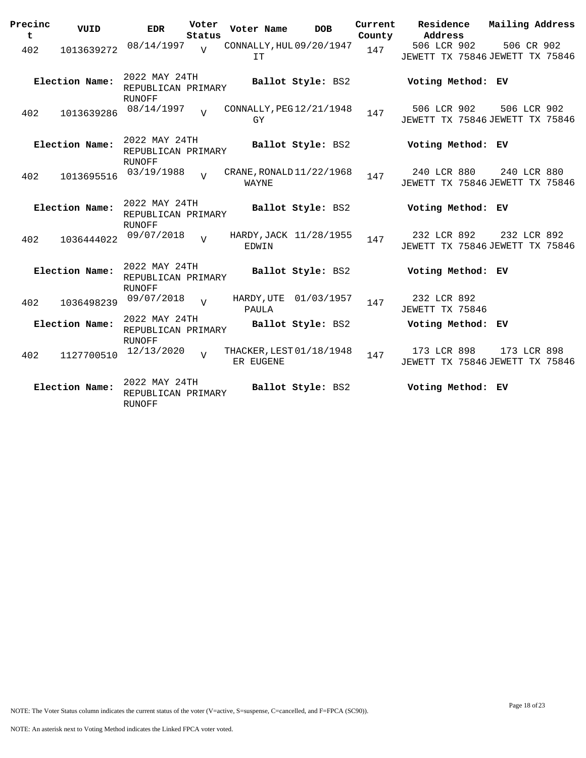| Precinct | VUID | EDR | Voter Status | Voter Name | DOB | Current County | Residence Address | Mailing Address |
|---|---|---|---|---|---|---|---|---|
| 402 | 1013639272 | 08/14/1997 | V | CONNALLY, HULIT | 09/20/1947 | 147 | 506 LCR 902 JEWETT TX 75846 | 506 CR 902 JEWETT TX 75846 |
| | **Election Name:** | 2022 MAY 24TH REPUBLICAN PRIMARY RUNOFF | | **Ballot Style:** BS2 | | | **Voting Method:** EV | |
| 402 | 1013639286 | 08/14/1997 | V | CONNALLY, PEGGY | 12/21/1948 | 147 | 506 LCR 902 JEWETT TX 75846 | 506 LCR 902 JEWETT TX 75846 |
| | **Election Name:** | 2022 MAY 24TH REPUBLICAN PRIMARY RUNOFF | | **Ballot Style:** BS2 | | | **Voting Method:** EV | |
| 402 | 1013695516 | 03/19/1988 | V | CRANE, RONALD WAYNE | 11/22/1968 | 147 | 240 LCR 880 JEWETT TX 75846 | 240 LCR 880 JEWETT TX 75846 |
| | **Election Name:** | 2022 MAY 24TH REPUBLICAN PRIMARY RUNOFF | | **Ballot Style:** BS2 | | | **Voting Method:** EV | |
| 402 | 1036444022 | 09/07/2018 | V | HARDY, JACK EDWIN | 11/28/1955 | 147 | 232 LCR 892 JEWETT TX 75846 | 232 LCR 892 JEWETT TX 75846 |
| | **Election Name:** | 2022 MAY 24TH REPUBLICAN PRIMARY RUNOFF | | **Ballot Style:** BS2 | | | **Voting Method:** EV | |
| 402 | 1036498239 | 09/07/2018 | V | HARDY, UTE PAULA | 01/03/1957 | 147 | 232 LCR 892 JEWETT TX 75846 | |
| | **Election Name:** | 2022 MAY 24TH REPUBLICAN PRIMARY RUNOFF | | **Ballot Style:** BS2 | | | **Voting Method:** EV | |
| 402 | 1127700510 | 12/13/2020 | V | THACKER, LESTER EUGENE | 01/18/1948 | 147 | 173 LCR 898 JEWETT TX 75846 | 173 LCR 898 JEWETT TX 75846 |
| | **Election Name:** | 2022 MAY 24TH REPUBLICAN PRIMARY RUNOFF | | **Ballot Style:** BS2 | | | **Voting Method:** EV | |

NOTE: The Voter Status column indicates the current status of the voter (V=active, S=suspense, C=cancelled, and F=FPCA (SC90)).

NOTE: An asterisk next to Voting Method indicates the Linked FPCA voter voted.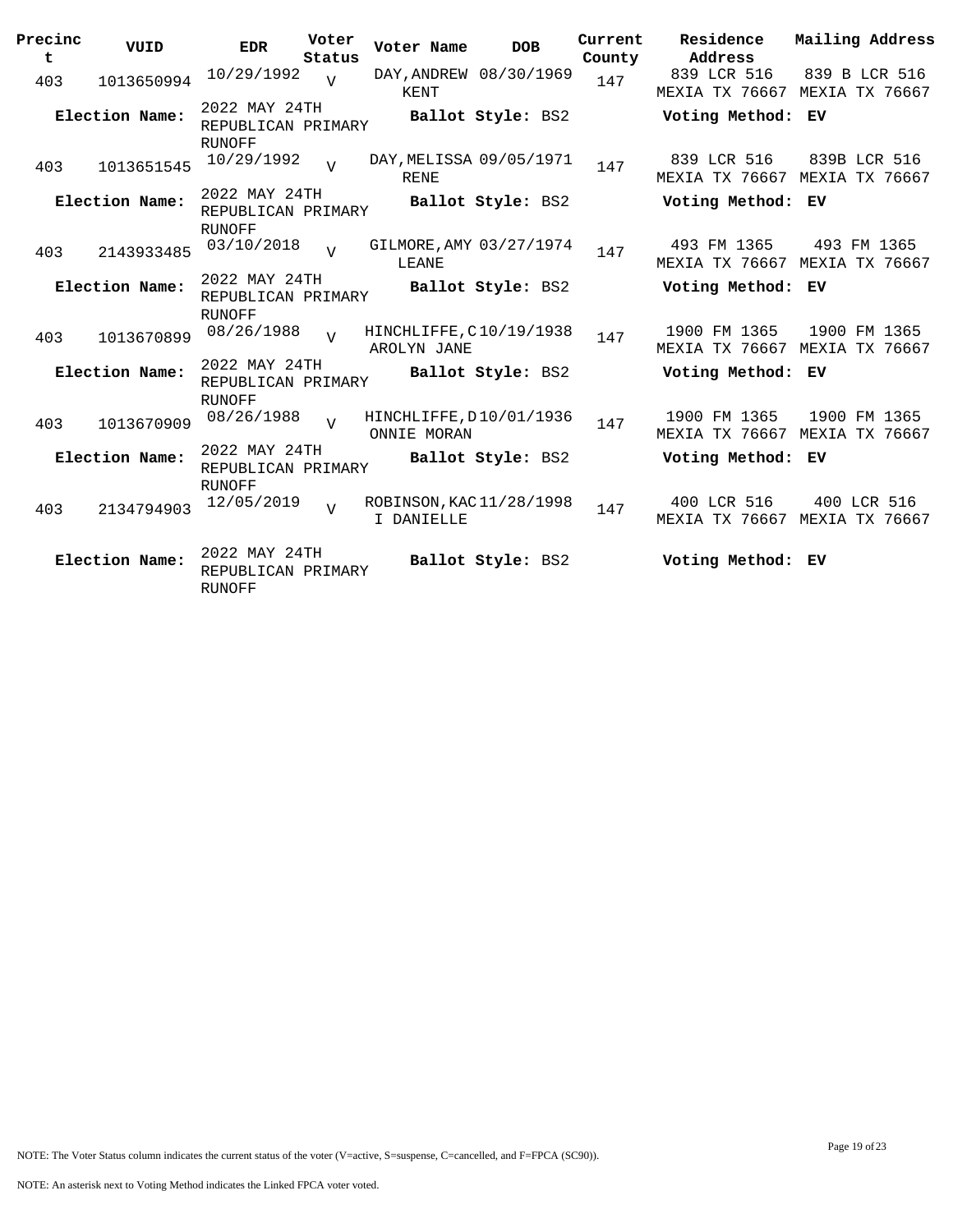| Precinct | VUID | EDR | Voter Status | Voter Name | DOB | Current County | Residence Address | Mailing Address |
|---|---|---|---|---|---|---|---|---|
| 403 | 1013650994 | 10/29/1992 | V | DAY, ANDREW KENT | 08/30/1969 | 147 | 839 LCR 516 MEXIA TX 76667 | 839 B LCR 516 MEXIA TX 76667 |
| **Election Name:** | | 2022 MAY 24TH REPUBLICAN PRIMARY RUNOFF | | **Ballot Style:** BS2 | | | **Voting Method:** EV | |
| 403 | 1013651545 | 10/29/1992 | V | DAY, MELISSA RENE | 09/05/1971 | 147 | 839 LCR 516 MEXIA TX 76667 | 839B LCR 516 MEXIA TX 76667 |
| **Election Name:** | | 2022 MAY 24TH REPUBLICAN PRIMARY RUNOFF | | **Ballot Style:** BS2 | | | **Voting Method:** EV | |
| 403 | 2143933485 | 03/10/2018 | V | GILMORE, AMY LEANE | 03/27/1974 | 147 | 493 FM 1365 MEXIA TX 76667 | 493 FM 1365 MEXIA TX 76667 |
| **Election Name:** | | 2022 MAY 24TH REPUBLICAN PRIMARY RUNOFF | | **Ballot Style:** BS2 | | | **Voting Method:** EV | |
| 403 | 1013670899 | 08/26/1988 | V | HINCHLIFFE, CAROLYN JANE | 10/19/1938 | 147 | 1900 FM 1365 MEXIA TX 76667 | 1900 FM 1365 MEXIA TX 76667 |
| **Election Name:** | | 2022 MAY 24TH REPUBLICAN PRIMARY RUNOFF | | **Ballot Style:** BS2 | | | **Voting Method:** EV | |
| 403 | 1013670909 | 08/26/1988 | V | HINCHLIFFE, DONNIE MORAN | 10/01/1936 | 147 | 1900 FM 1365 MEXIA TX 76667 | 1900 FM 1365 MEXIA TX 76667 |
| **Election Name:** | | 2022 MAY 24TH REPUBLICAN PRIMARY RUNOFF | | **Ballot Style:** BS2 | | | **Voting Method:** EV | |
| 403 | 2134794903 | 12/05/2019 | V | ROBINSON, KACI DANIELLE | 11/28/1998 | 147 | 400 LCR 516 MEXIA TX 76667 | 400 LCR 516 MEXIA TX 76667 |
| **Election Name:** | | 2022 MAY 24TH REPUBLICAN PRIMARY RUNOFF | | **Ballot Style:** BS2 | | | **Voting Method:** EV | |

NOTE: The Voter Status column indicates the current status of the voter (V=active, S=suspense, C=cancelled, and F=FPCA (SC90)).

NOTE: An asterisk next to Voting Method indicates the Linked FPCA voter voted.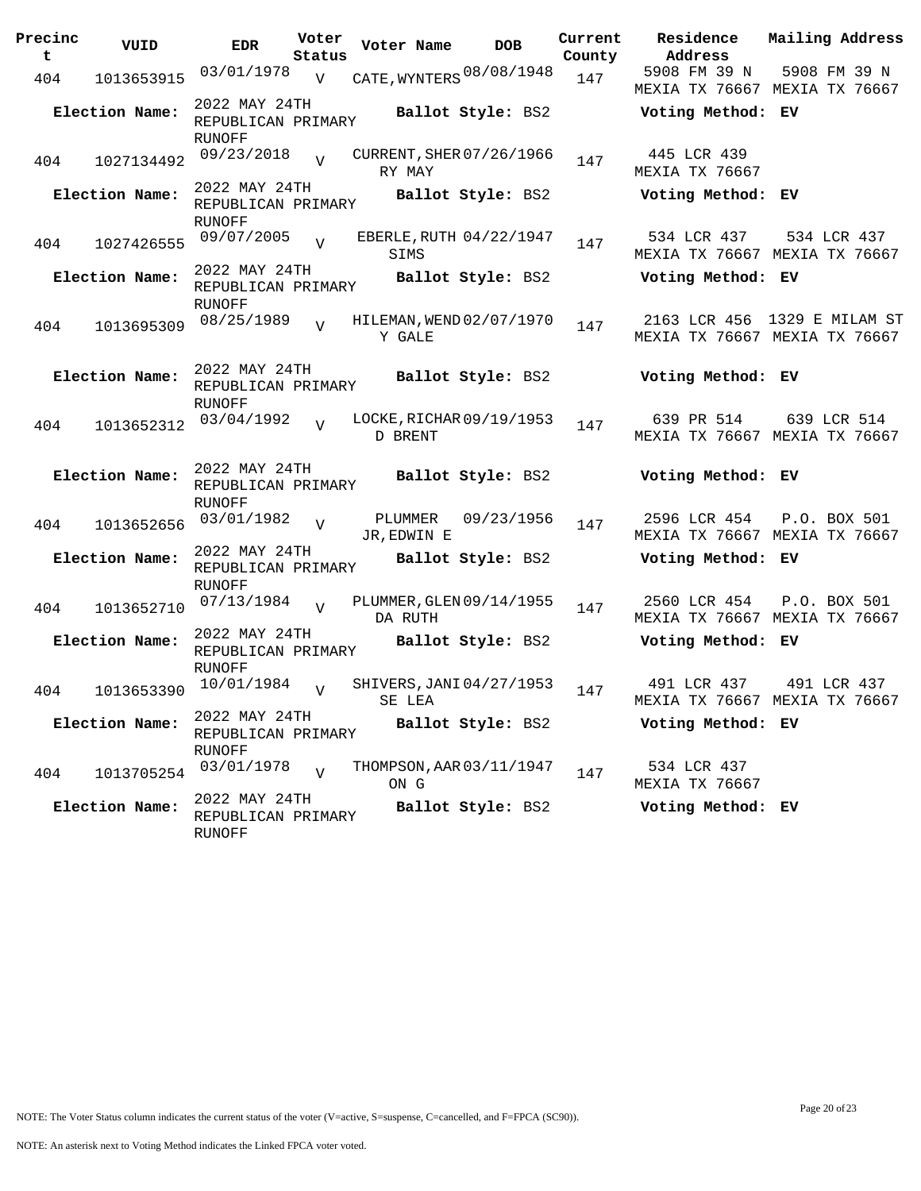| Precinct | VUID | EDR | Voter Status | Voter Name | DOB | Current County | Residence Address | Mailing Address |
|---|---|---|---|---|---|---|---|---|
| 404 | 1013653915 | 03/01/1978 | V | CATE, WYNTERS | 08/08/1948 | 147 | 5908 FM 39 N MEXIA TX 76667 | 5908 FM 39 N MEXIA TX 76667 |
| Election Name: | | 2022 MAY 24TH REPUBLICAN PRIMARY RUNOFF | | Ballot Style: BS2 | | | Voting Method: EV | |
| 404 | 1027134492 | 09/23/2018 | V | CURRENT, SHERRY MAY | 07/26/1966 | 147 | 445 LCR 439 MEXIA TX 76667 | |
| Election Name: | | 2022 MAY 24TH REPUBLICAN PRIMARY RUNOFF | | Ballot Style: BS2 | | | Voting Method: EV | |
| 404 | 1027426555 | 09/07/2005 | V | EBERLE, RUTH SIMS | 04/22/1947 | 147 | 534 LCR 437 MEXIA TX 76667 | 534 LCR 437 MEXIA TX 76667 |
| Election Name: | | 2022 MAY 24TH REPUBLICAN PRIMARY RUNOFF | | Ballot Style: BS2 | | | Voting Method: EV | |
| 404 | 1013695309 | 08/25/1989 | V | HILEMAN, WENDY GALE | 02/07/1970 | 147 | 2163 LCR 456 MEXIA TX 76667 | 1329 E MILAM ST MEXIA TX 76667 |
| Election Name: | | 2022 MAY 24TH REPUBLICAN PRIMARY RUNOFF | | Ballot Style: BS2 | | | Voting Method: EV | |
| 404 | 1013652312 | 03/04/1992 | V | LOCKE, RICHARD BRENT | 09/19/1953 | 147 | 639 PR 514 MEXIA TX 76667 | 639 LCR 514 MEXIA TX 76667 |
| Election Name: | | 2022 MAY 24TH REPUBLICAN PRIMARY RUNOFF | | Ballot Style: BS2 | | | Voting Method: EV | |
| 404 | 1013652656 | 03/01/1982 | V | PLUMMER JR, EDWIN E | 09/23/1956 | 147 | 2596 LCR 454 MEXIA TX 76667 | P.O. BOX 501 MEXIA TX 76667 |
| Election Name: | | 2022 MAY 24TH REPUBLICAN PRIMARY RUNOFF | | Ballot Style: BS2 | | | Voting Method: EV | |
| 404 | 1013652710 | 07/13/1984 | V | PLUMMER, GLENDA RUTH | 09/14/1955 | 147 | 2560 LCR 454 MEXIA TX 76667 | P.O. BOX 501 MEXIA TX 76667 |
| Election Name: | | 2022 MAY 24TH REPUBLICAN PRIMARY RUNOFF | | Ballot Style: BS2 | | | Voting Method: EV | |
| 404 | 1013653390 | 10/01/1984 | V | SHIVERS, JANISE LEA | 04/27/1953 | 147 | 491 LCR 437 MEXIA TX 76667 | 491 LCR 437 MEXIA TX 76667 |
| Election Name: | | 2022 MAY 24TH REPUBLICAN PRIMARY RUNOFF | | Ballot Style: BS2 | | | Voting Method: EV | |
| 404 | 1013705254 | 03/01/1978 | V | THOMPSON, AARON G | 03/11/1947 | 147 | 534 LCR 437 MEXIA TX 76667 | |
| Election Name: | | 2022 MAY 24TH REPUBLICAN PRIMARY RUNOFF | | Ballot Style: BS2 | | | Voting Method: EV | |

NOTE: The Voter Status column indicates the current status of the voter (V=active, S=suspense, C=cancelled, and F=FPCA (SC90)).

NOTE: An asterisk next to Voting Method indicates the Linked FPCA voter voted.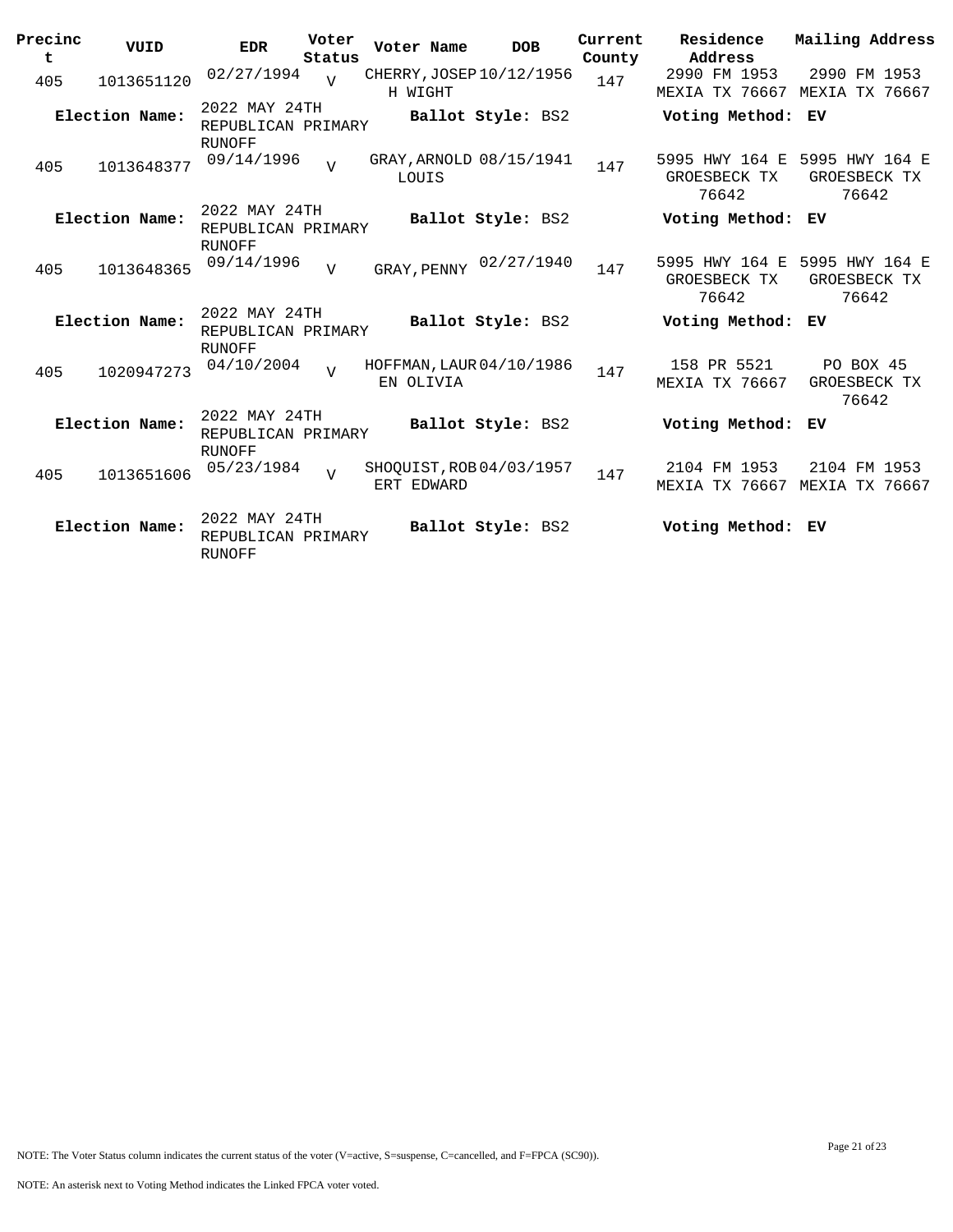| Precinct | VUID | EDR | Voter Status | Voter Name | DOB | Current County | Residence Address | Mailing Address |
|---|---|---|---|---|---|---|---|---|
| 405 | 1013651120 | 02/27/1994 | V | CHERRY, JOSEPH WIGHT | 10/12/1956 | 147 | 2990 FM 1953 MEXIA TX 76667 | 2990 FM 1953 MEXIA TX 76667 |
| **Election Name:** | | 2022 MAY 24TH REPUBLICAN PRIMARY RUNOFF | | **Ballot Style:** BS2 | | | **Voting Method:** EV | |
| 405 | 1013648377 | 09/14/1996 | V | GRAY, ARNOLD LOUIS | 08/15/1941 | 147 | 5995 HWY 164 E GROESBECK TX 76642 | 5995 HWY 164 E GROESBECK TX 76642 |
| **Election Name:** | | 2022 MAY 24TH REPUBLICAN PRIMARY RUNOFF | | **Ballot Style:** BS2 | | | **Voting Method:** EV | |
| 405 | 1013648365 | 09/14/1996 | V | GRAY, PENNY | 02/27/1940 | 147 | 5995 HWY 164 E GROESBECK TX 76642 | 5995 HWY 164 E GROESBECK TX 76642 |
| **Election Name:** | | 2022 MAY 24TH REPUBLICAN PRIMARY RUNOFF | | **Ballot Style:** BS2 | | | **Voting Method:** EV | |
| 405 | 1020947273 | 04/10/2004 | V | HOFFMAN, LAUREN OLIVIA | 04/10/1986 | 147 | 158 PR 5521 MEXIA TX 76667 | PO BOX 45 GROESBECK TX 76642 |
| **Election Name:** | | 2022 MAY 24TH REPUBLICAN PRIMARY RUNOFF | | **Ballot Style:** BS2 | | | **Voting Method:** EV | |
| 405 | 1013651606 | 05/23/1984 | V | SHOQUIST, ROBERT EDWARD | 04/03/1957 | 147 | 2104 FM 1953 MEXIA TX 76667 | 2104 FM 1953 MEXIA TX 76667 |
| **Election Name:** | | 2022 MAY 24TH REPUBLICAN PRIMARY RUNOFF | | **Ballot Style:** BS2 | | | **Voting Method:** EV | |

NOTE: The Voter Status column indicates the current status of the voter (V=active, S=suspense, C=cancelled, and F=FPCA (SC90)).

NOTE: An asterisk next to Voting Method indicates the Linked FPCA voter voted.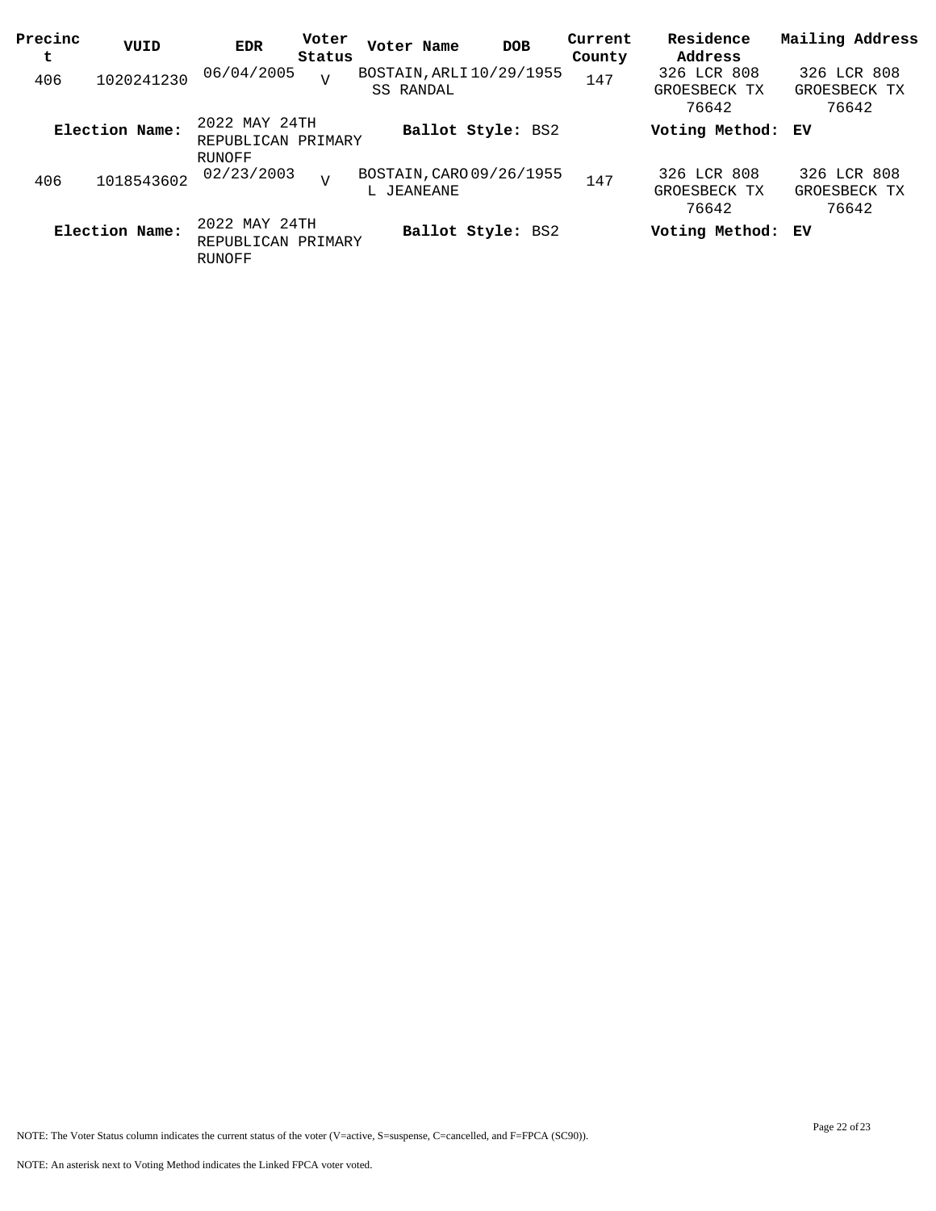| Precinct | VUID | EDR | Voter Status | Voter Name | DOB | Current County | Residence Address | Mailing Address |
|---|---|---|---|---|---|---|---|---|
| 406 | 1020241230 | 06/04/2005 | V | BOSTAIN, ARLISS RANDAL | 10/29/1955 | 147 | 326 LCR 808 GROESBECK TX 76642 | 326 LCR 808 GROESBECK TX 76642 |
| **Election Name:** | | 2022 MAY 24TH REPUBLICAN PRIMARY RUNOFF | | **Ballot Style:** BS2 | | | **Voting Method:** | EV |
| 406 | 1018543602 | 02/23/2003 | V | BOSTAIN, CAROL JEANEANE | 09/26/1955 | 147 | 326 LCR 808 GROESBECK TX 76642 | 326 LCR 808 GROESBECK TX 76642 |
| **Election Name:** | | 2022 MAY 24TH REPUBLICAN PRIMARY RUNOFF | | **Ballot Style:** BS2 | | | **Voting Method:** | EV |

NOTE: The Voter Status column indicates the current status of the voter (V=active, S=suspense, C=cancelled, and F=FPCA (SC90)).

NOTE: An asterisk next to Voting Method indicates the Linked FPCA voter voted.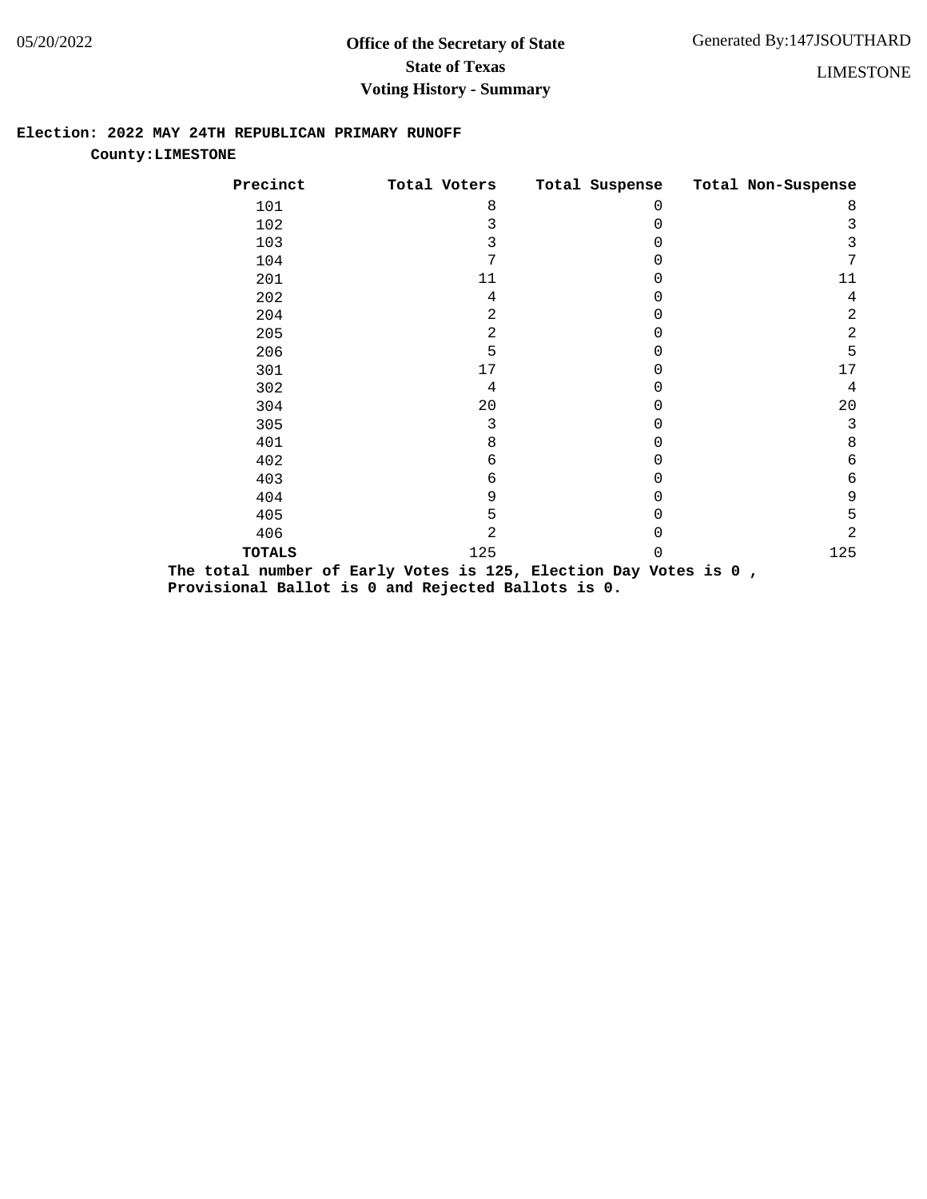05/20/2022

**Office of the Secretary of State**
**State of Texas**
**Voting History - Summary**

Generated By:147JSOUTHARD

LIMESTONE

**Election: 2022 MAY 24TH REPUBLICAN PRIMARY RUNOFF**

**County:LIMESTONE**

| Precinct | Total Voters | Total Suspense | Total Non-Suspense |
|---|---|---|---|
| 101 | 8 | 0 | 8 |
| 102 | 3 | 0 | 3 |
| 103 | 3 | 0 | 3 |
| 104 | 7 | 0 | 7 |
| 201 | 11 | 0 | 11 |
| 202 | 4 | 0 | 4 |
| 204 | 2 | 0 | 2 |
| 205 | 2 | 0 | 2 |
| 206 | 5 | 0 | 5 |
| 301 | 17 | 0 | 17 |
| 302 | 4 | 0 | 4 |
| 304 | 20 | 0 | 20 |
| 305 | 3 | 0 | 3 |
| 401 | 8 | 0 | 8 |
| 402 | 6 | 0 | 6 |
| 403 | 6 | 0 | 6 |
| 404 | 9 | 0 | 9 |
| 405 | 5 | 0 | 5 |
| 406 | 2 | 0 | 2 |
| **TOTALS** | 125 | 0 | 125 |

**The total number of Early Votes is 125, Election Day Votes is 0 , Provisional Ballot is 0 and Rejected Ballots is 0.**